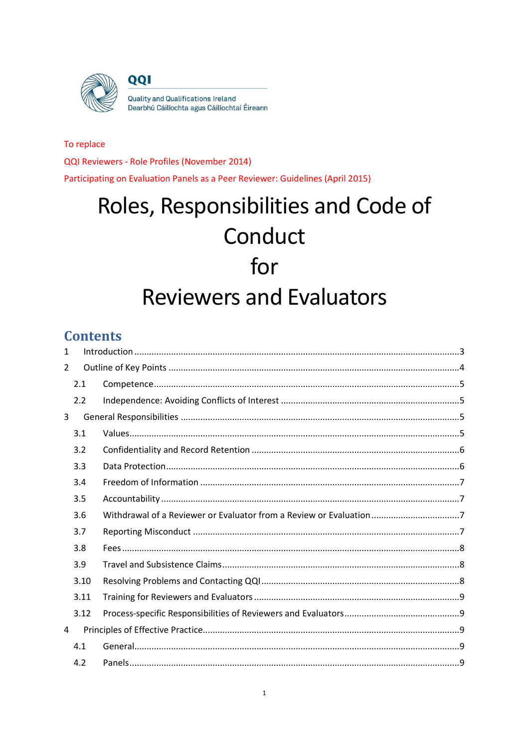QQI

Quality and Qualifications Ireland
Dearbhú Cáilíochta agus Cáilíochtaí Éireann

To replace

QQI Reviewers - Role Profiles (November 2014)

Participating on Evaluation Panels as a Peer Reviewer: Guidelines (April 2015)

# Roles, Responsibilities and Code of Conduct for Reviewers and Evaluators

## Contents

1 Introduction ....................................................... 3
2 Outline of Key Points ....................................................... 4
  2.1 Competence ....................................................... 5
  2.2 Independence: Avoiding Conflicts of Interest ....................................................... 5
3 General Responsibilities ....................................................... 5
  3.1 Values ....................................................... 5
  3.2 Confidentiality and Record Retention ....................................................... 6
  3.3 Data Protection ....................................................... 6
  3.4 Freedom of Information ....................................................... 7
  3.5 Accountability ....................................................... 7
  3.6 Withdrawal of a Reviewer or Evaluator from a Review or Evaluation ....................................................... 7
  3.7 Reporting Misconduct ....................................................... 7
  3.8 Fees ....................................................... 8
  3.9 Travel and Subsistence Claims ....................................................... 8
  3.10 Resolving Problems and Contacting QQI ....................................................... 8
  3.11 Training for Reviewers and Evaluators ....................................................... 9
  3.12 Process-specific Responsibilities of Reviewers and Evaluators ....................................................... 9
4 Principles of Effective Practice ....................................................... 9
  4.1 General ....................................................... 9
  4.2 Panels ....................................................... 9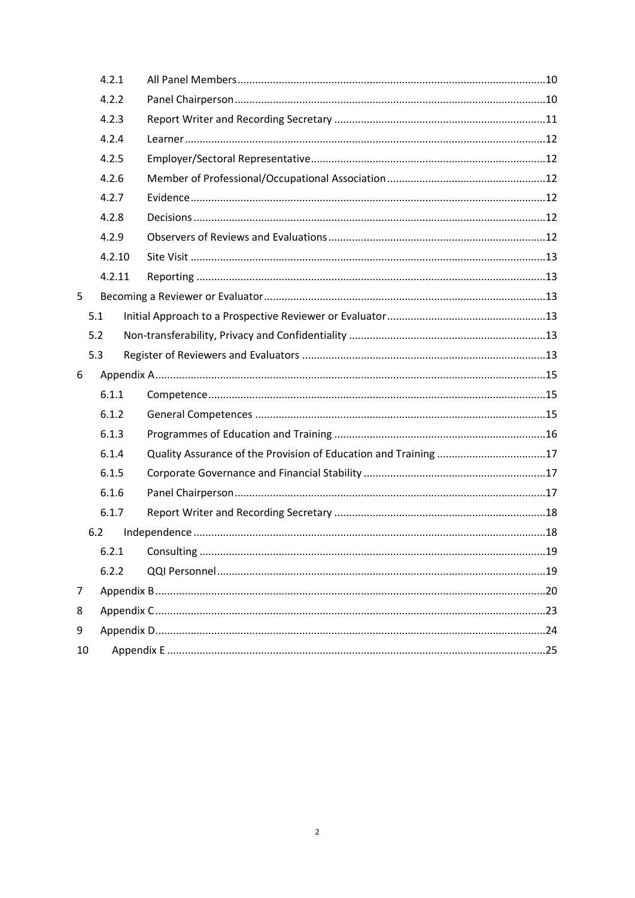| | | |
|---|---|---|
| 4.2.1 | All Panel Members | 10 |
| 4.2.2 | Panel Chairperson | 10 |
| 4.2.3 | Report Writer and Recording Secretary | 11 |
| 4.2.4 | Learner | 12 |
| 4.2.5 | Employer/Sectoral Representative | 12 |
| 4.2.6 | Member of Professional/Occupational Association | 12 |
| 4.2.7 | Evidence | 12 |
| 4.2.8 | Decisions | 12 |
| 4.2.9 | Observers of Reviews and Evaluations | 12 |
| 4.2.10 | Site Visit | 13 |
| 4.2.11 | Reporting | 13 |
| 5 | Becoming a Reviewer or Evaluator | 13 |
| 5.1 | Initial Approach to a Prospective Reviewer or Evaluator | 13 |
| 5.2 | Non-transferability, Privacy and Confidentiality | 13 |
| 5.3 | Register of Reviewers and Evaluators | 13 |
| 6 | Appendix A | 15 |
| 6.1.1 | Competence | 15 |
| 6.1.2 | General Competences | 15 |
| 6.1.3 | Programmes of Education and Training | 16 |
| 6.1.4 | Quality Assurance of the Provision of Education and Training | 17 |
| 6.1.5 | Corporate Governance and Financial Stability | 17 |
| 6.1.6 | Panel Chairperson | 17 |
| 6.1.7 | Report Writer and Recording Secretary | 18 |
| 6.2 | Independence | 18 |
| 6.2.1 | Consulting | 19 |
| 6.2.2 | QQI Personnel | 19 |
| 7 | Appendix B | 20 |
| 8 | Appendix C | 23 |
| 9 | Appendix D | 24 |
| 10 | Appendix E | 25 |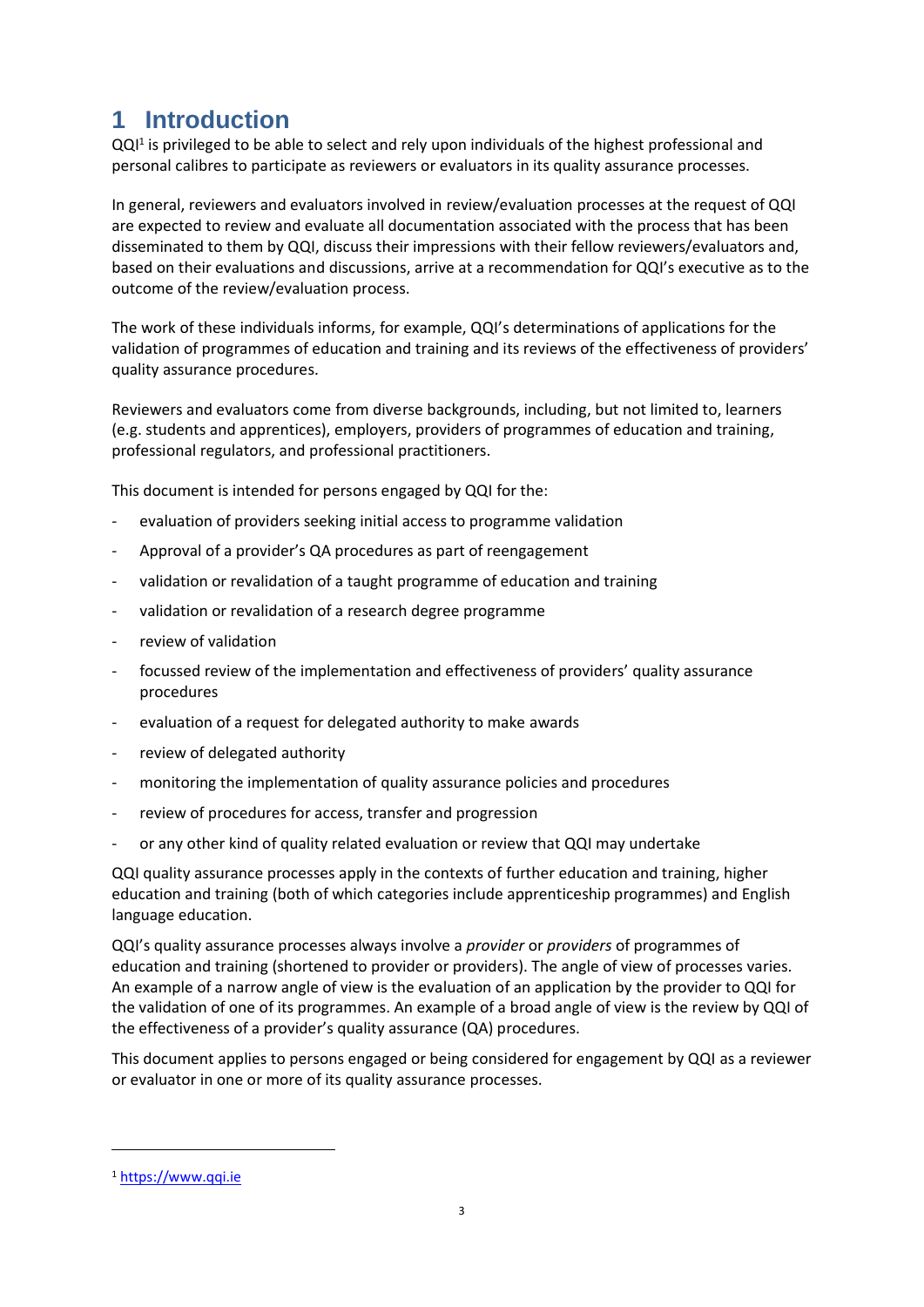# 1 Introduction

QQI[1] is privileged to be able to select and rely upon individuals of the highest professional and personal calibres to participate as reviewers or evaluators in its quality assurance processes.

In general, reviewers and evaluators involved in review/evaluation processes at the request of QQI are expected to review and evaluate all documentation associated with the process that has been disseminated to them by QQI, discuss their impressions with their fellow reviewers/evaluators and, based on their evaluations and discussions, arrive at a recommendation for QQI's executive as to the outcome of the review/evaluation process.

The work of these individuals informs, for example, QQI's determinations of applications for the validation of programmes of education and training and its reviews of the effectiveness of providers' quality assurance procedures.

Reviewers and evaluators come from diverse backgrounds, including, but not limited to, learners (e.g. students and apprentices), employers, providers of programmes of education and training, professional regulators, and professional practitioners.

This document is intended for persons engaged by QQI for the:

- evaluation of providers seeking initial access to programme validation
- Approval of a provider's QA procedures as part of reengagement
- validation or revalidation of a taught programme of education and training
- validation or revalidation of a research degree programme
- review of validation
- focussed review of the implementation and effectiveness of providers' quality assurance procedures
- evaluation of a request for delegated authority to make awards
- review of delegated authority
- monitoring the implementation of quality assurance policies and procedures
- review of procedures for access, transfer and progression
- or any other kind of quality related evaluation or review that QQI may undertake

QQI quality assurance processes apply in the contexts of further education and training, higher education and training (both of which categories include apprenticeship programmes) and English language education.

QQI's quality assurance processes always involve a *provider* or *providers* of programmes of education and training (shortened to provider or providers). The angle of view of processes varies. An example of a narrow angle of view is the evaluation of an application by the provider to QQI for the validation of one of its programmes. An example of a broad angle of view is the review by QQI of the effectiveness of a provider's quality assurance (QA) procedures.

This document applies to persons engaged or being considered for engagement by QQI as a reviewer or evaluator in one or more of its quality assurance processes.

---

[1] https://www.qqi.ie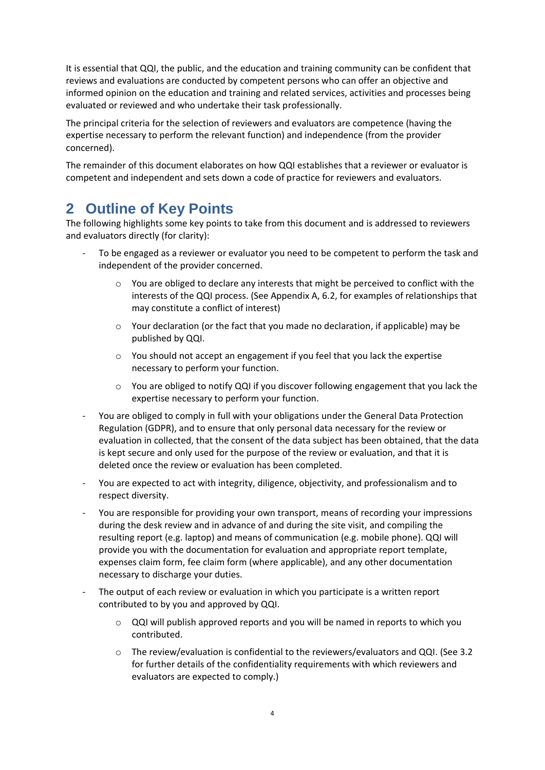It is essential that QQI, the public, and the education and training community can be confident that reviews and evaluations are conducted by competent persons who can offer an objective and informed opinion on the education and training and related services, activities and processes being evaluated or reviewed and who undertake their task professionally.

The principal criteria for the selection of reviewers and evaluators are competence (having the expertise necessary to perform the relevant function) and independence (from the provider concerned).

The remainder of this document elaborates on how QQI establishes that a reviewer or evaluator is competent and independent and sets down a code of practice for reviewers and evaluators.

## 2 Outline of Key Points

The following highlights some key points to take from this document and is addressed to reviewers and evaluators directly (for clarity):

- To be engaged as a reviewer or evaluator you need to be competent to perform the task and independent of the provider concerned.
    - You are obliged to declare any interests that might be perceived to conflict with the interests of the QQI process. (See Appendix A, 6.2, for examples of relationships that may constitute a conflict of interest)
    - Your declaration (or the fact that you made no declaration, if applicable) may be published by QQI.
    - You should not accept an engagement if you feel that you lack the expertise necessary to perform your function.
    - You are obliged to notify QQI if you discover following engagement that you lack the expertise necessary to perform your function.
- You are obliged to comply in full with your obligations under the General Data Protection Regulation (GDPR), and to ensure that only personal data necessary for the review or evaluation in collected, that the consent of the data subject has been obtained, that the data is kept secure and only used for the purpose of the review or evaluation, and that it is deleted once the review or evaluation has been completed.
- You are expected to act with integrity, diligence, objectivity, and professionalism and to respect diversity.
- You are responsible for providing your own transport, means of recording your impressions during the desk review and in advance of and during the site visit, and compiling the resulting report (e.g. laptop) and means of communication (e.g. mobile phone). QQI will provide you with the documentation for evaluation and appropriate report template, expenses claim form, fee claim form (where applicable), and any other documentation necessary to discharge your duties.
- The output of each review or evaluation in which you participate is a written report contributed to by you and approved by QQI.
    - QQI will publish approved reports and you will be named in reports to which you contributed.
    - The review/evaluation is confidential to the reviewers/evaluators and QQI. (See 3.2 for further details of the confidentiality requirements with which reviewers and evaluators are expected to comply.)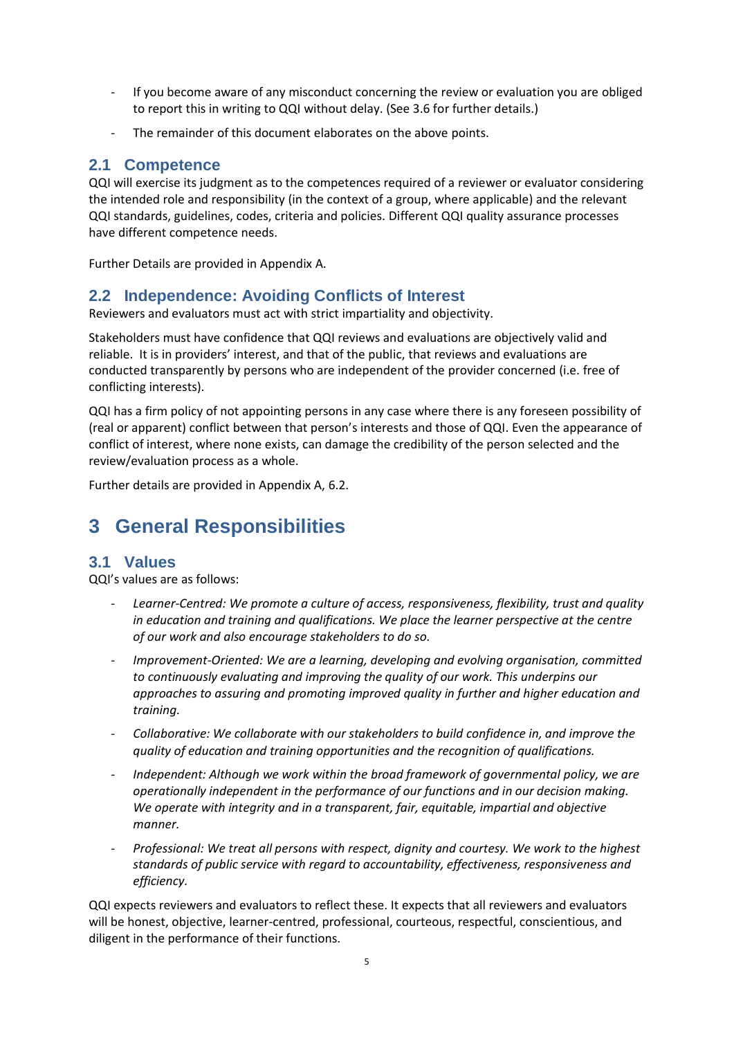- If you become aware of any misconduct concerning the review or evaluation you are obliged to report this in writing to QQI without delay. (See 3.6 for further details.)
- The remainder of this document elaborates on the above points.

### 2.1 Competence

QQI will exercise its judgment as to the competences required of a reviewer or evaluator considering the intended role and responsibility (in the context of a group, where applicable) and the relevant QQI standards, guidelines, codes, criteria and policies. Different QQI quality assurance processes have different competence needs.

Further Details are provided in Appendix A.

### 2.2 Independence: Avoiding Conflicts of Interest

Reviewers and evaluators must act with strict impartiality and objectivity.

Stakeholders must have confidence that QQI reviews and evaluations are objectively valid and reliable. It is in providers' interest, and that of the public, that reviews and evaluations are conducted transparently by persons who are independent of the provider concerned (i.e. free of conflicting interests).

QQI has a firm policy of not appointing persons in any case where there is any foreseen possibility of (real or apparent) conflict between that person's interests and those of QQI. Even the appearance of conflict of interest, where none exists, can damage the credibility of the person selected and the review/evaluation process as a whole.

Further details are provided in Appendix A, 6.2.

## 3 General Responsibilities

### 3.1 Values

QQI's values are as follows:

- *Learner-Centred: We promote a culture of access, responsiveness, flexibility, trust and quality in education and training and qualifications. We place the learner perspective at the centre of our work and also encourage stakeholders to do so.*
- *Improvement-Oriented: We are a learning, developing and evolving organisation, committed to continuously evaluating and improving the quality of our work. This underpins our approaches to assuring and promoting improved quality in further and higher education and training.*
- *Collaborative: We collaborate with our stakeholders to build confidence in, and improve the quality of education and training opportunities and the recognition of qualifications.*
- *Independent: Although we work within the broad framework of governmental policy, we are operationally independent in the performance of our functions and in our decision making. We operate with integrity and in a transparent, fair, equitable, impartial and objective manner.*
- *Professional: We treat all persons with respect, dignity and courtesy. We work to the highest standards of public service with regard to accountability, effectiveness, responsiveness and efficiency.*

QQI expects reviewers and evaluators to reflect these. It expects that all reviewers and evaluators will be honest, objective, learner-centred, professional, courteous, respectful, conscientious, and diligent in the performance of their functions.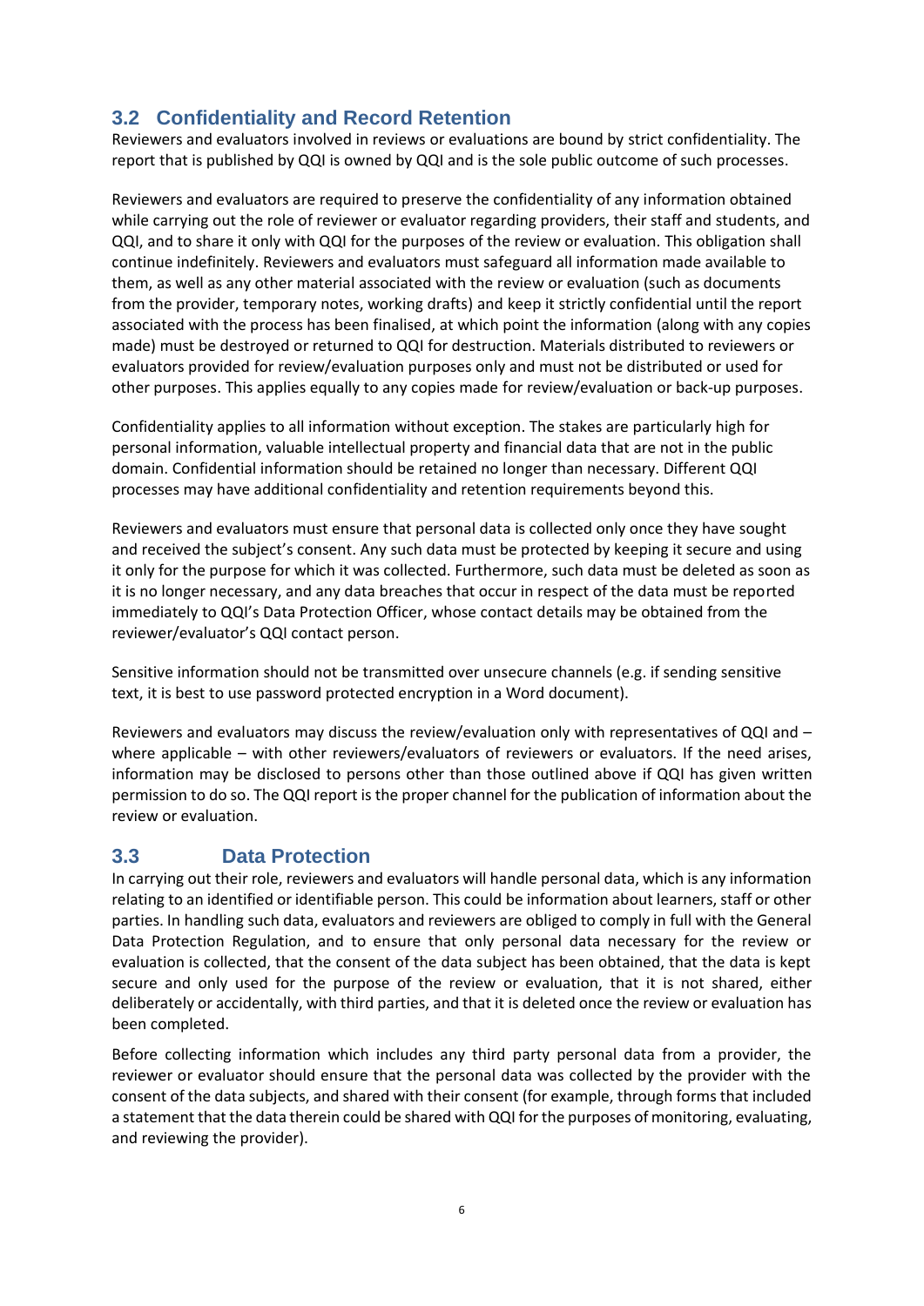## 3.2 Confidentiality and Record Retention

Reviewers and evaluators involved in reviews or evaluations are bound by strict confidentiality. The report that is published by QQI is owned by QQI and is the sole public outcome of such processes.

Reviewers and evaluators are required to preserve the confidentiality of any information obtained while carrying out the role of reviewer or evaluator regarding providers, their staff and students, and QQI, and to share it only with QQI for the purposes of the review or evaluation. This obligation shall continue indefinitely. Reviewers and evaluators must safeguard all information made available to them, as well as any other material associated with the review or evaluation (such as documents from the provider, temporary notes, working drafts) and keep it strictly confidential until the report associated with the process has been finalised, at which point the information (along with any copies made) must be destroyed or returned to QQI for destruction. Materials distributed to reviewers or evaluators provided for review/evaluation purposes only and must not be distributed or used for other purposes. This applies equally to any copies made for review/evaluation or back-up purposes.

Confidentiality applies to all information without exception. The stakes are particularly high for personal information, valuable intellectual property and financial data that are not in the public domain. Confidential information should be retained no longer than necessary. Different QQI processes may have additional confidentiality and retention requirements beyond this.

Reviewers and evaluators must ensure that personal data is collected only once they have sought and received the subject's consent. Any such data must be protected by keeping it secure and using it only for the purpose for which it was collected. Furthermore, such data must be deleted as soon as it is no longer necessary, and any data breaches that occur in respect of the data must be reported immediately to QQI's Data Protection Officer, whose contact details may be obtained from the reviewer/evaluator's QQI contact person.

Sensitive information should not be transmitted over unsecure channels (e.g. if sending sensitive text, it is best to use password protected encryption in a Word document).

Reviewers and evaluators may discuss the review/evaluation only with representatives of QQI and – where applicable – with other reviewers/evaluators of reviewers or evaluators. If the need arises, information may be disclosed to persons other than those outlined above if QQI has given written permission to do so. The QQI report is the proper channel for the publication of information about the review or evaluation.

## 3.3 Data Protection

In carrying out their role, reviewers and evaluators will handle personal data, which is any information relating to an identified or identifiable person. This could be information about learners, staff or other parties. In handling such data, evaluators and reviewers are obliged to comply in full with the General Data Protection Regulation, and to ensure that only personal data necessary for the review or evaluation is collected, that the consent of the data subject has been obtained, that the data is kept secure and only used for the purpose of the review or evaluation, that it is not shared, either deliberately or accidentally, with third parties, and that it is deleted once the review or evaluation has been completed.

Before collecting information which includes any third party personal data from a provider, the reviewer or evaluator should ensure that the personal data was collected by the provider with the consent of the data subjects, and shared with their consent (for example, through forms that included a statement that the data therein could be shared with QQI for the purposes of monitoring, evaluating, and reviewing the provider).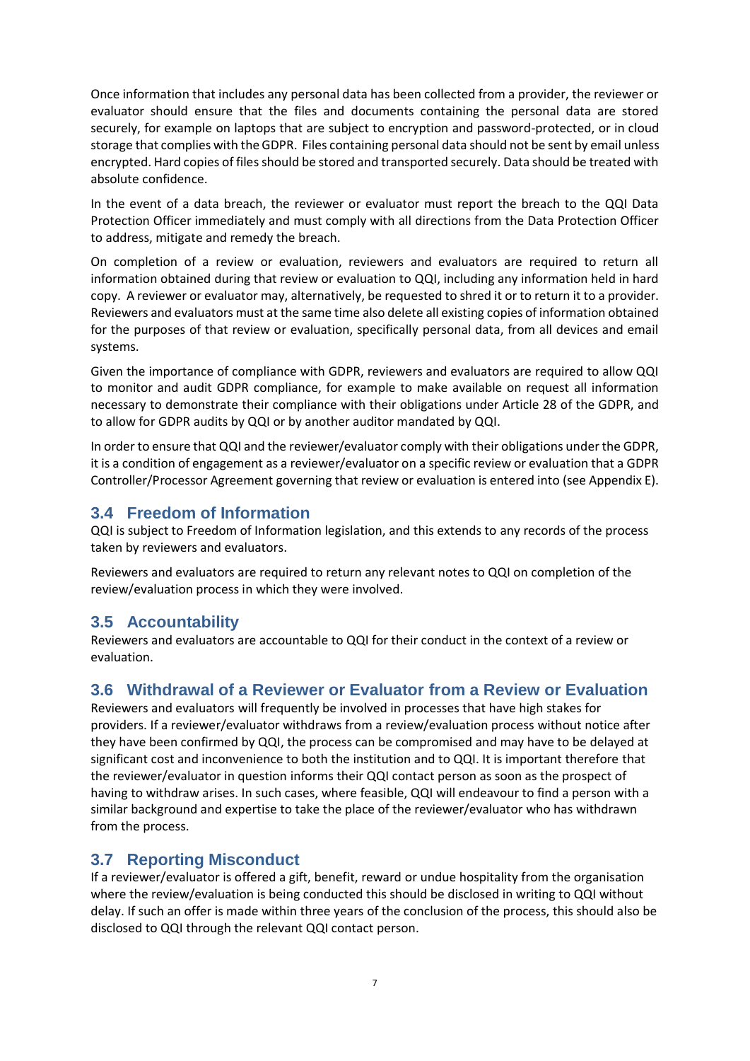Once information that includes any personal data has been collected from a provider, the reviewer or evaluator should ensure that the files and documents containing the personal data are stored securely, for example on laptops that are subject to encryption and password-protected, or in cloud storage that complies with the GDPR. Files containing personal data should not be sent by email unless encrypted. Hard copies of files should be stored and transported securely. Data should be treated with absolute confidence.

In the event of a data breach, the reviewer or evaluator must report the breach to the QQI Data Protection Officer immediately and must comply with all directions from the Data Protection Officer to address, mitigate and remedy the breach.

On completion of a review or evaluation, reviewers and evaluators are required to return all information obtained during that review or evaluation to QQI, including any information held in hard copy. A reviewer or evaluator may, alternatively, be requested to shred it or to return it to a provider. Reviewers and evaluators must at the same time also delete all existing copies of information obtained for the purposes of that review or evaluation, specifically personal data, from all devices and email systems.

Given the importance of compliance with GDPR, reviewers and evaluators are required to allow QQI to monitor and audit GDPR compliance, for example to make available on request all information necessary to demonstrate their compliance with their obligations under Article 28 of the GDPR, and to allow for GDPR audits by QQI or by another auditor mandated by QQI.

In order to ensure that QQI and the reviewer/evaluator comply with their obligations under the GDPR, it is a condition of engagement as a reviewer/evaluator on a specific review or evaluation that a GDPR Controller/Processor Agreement governing that review or evaluation is entered into (see Appendix E).

## 3.4 Freedom of Information

QQI is subject to Freedom of Information legislation, and this extends to any records of the process taken by reviewers and evaluators.

Reviewers and evaluators are required to return any relevant notes to QQI on completion of the review/evaluation process in which they were involved.

## 3.5 Accountability

Reviewers and evaluators are accountable to QQI for their conduct in the context of a review or evaluation.

## 3.6 Withdrawal of a Reviewer or Evaluator from a Review or Evaluation

Reviewers and evaluators will frequently be involved in processes that have high stakes for providers. If a reviewer/evaluator withdraws from a review/evaluation process without notice after they have been confirmed by QQI, the process can be compromised and may have to be delayed at significant cost and inconvenience to both the institution and to QQI. It is important therefore that the reviewer/evaluator in question informs their QQI contact person as soon as the prospect of having to withdraw arises. In such cases, where feasible, QQI will endeavour to find a person with a similar background and expertise to take the place of the reviewer/evaluator who has withdrawn from the process.

## 3.7 Reporting Misconduct

If a reviewer/evaluator is offered a gift, benefit, reward or undue hospitality from the organisation where the review/evaluation is being conducted this should be disclosed in writing to QQI without delay. If such an offer is made within three years of the conclusion of the process, this should also be disclosed to QQI through the relevant QQI contact person.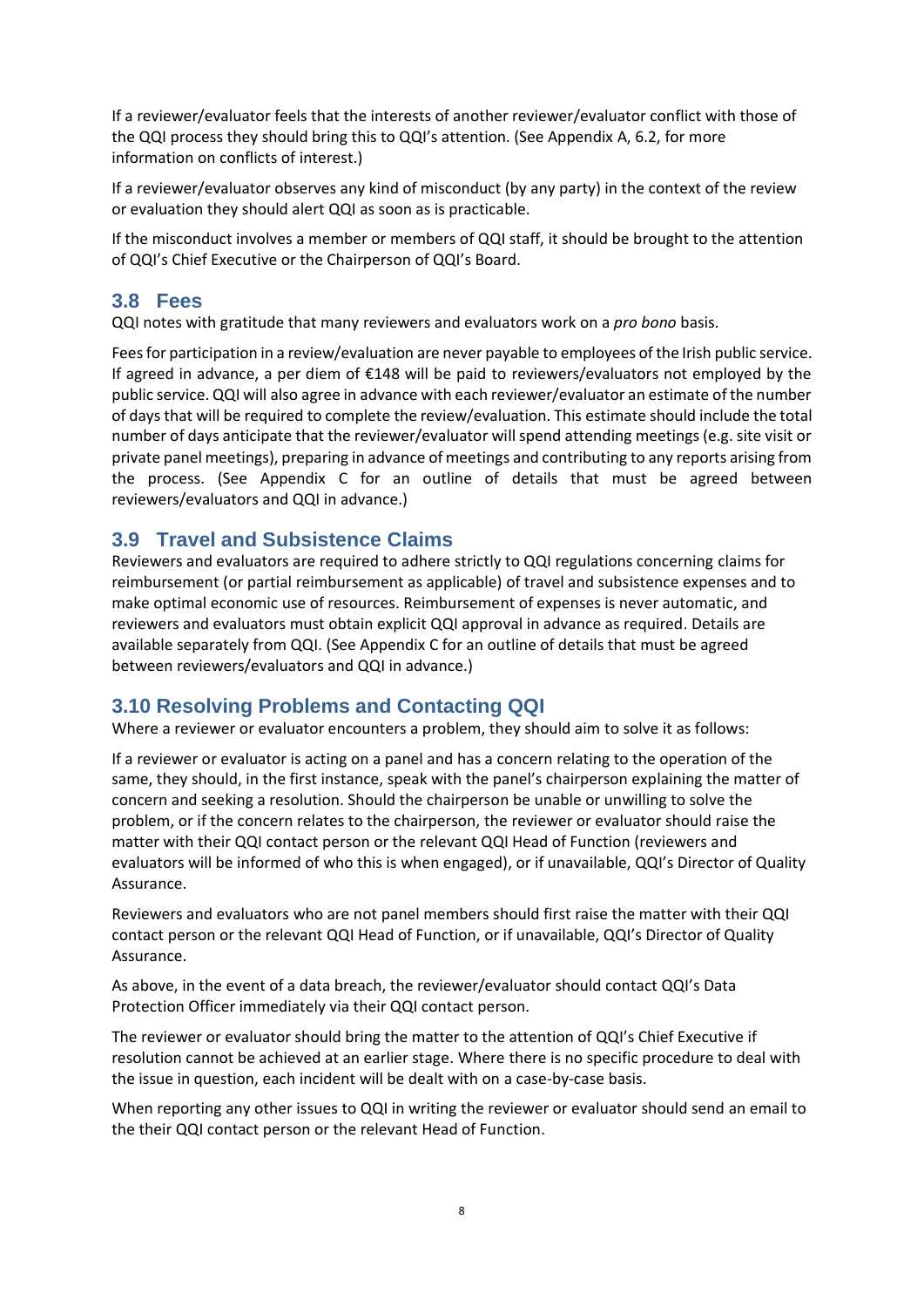If a reviewer/evaluator feels that the interests of another reviewer/evaluator conflict with those of the QQI process they should bring this to QQI's attention. (See Appendix A, 6.2, for more information on conflicts of interest.)

If a reviewer/evaluator observes any kind of misconduct (by any party) in the context of the review or evaluation they should alert QQI as soon as is practicable.

If the misconduct involves a member or members of QQI staff, it should be brought to the attention of QQI's Chief Executive or the Chairperson of QQI's Board.

## 3.8 Fees

QQI notes with gratitude that many reviewers and evaluators work on a *pro bono* basis.

Fees for participation in a review/evaluation are never payable to employees of the Irish public service. If agreed in advance, a per diem of €148 will be paid to reviewers/evaluators not employed by the public service. QQI will also agree in advance with each reviewer/evaluator an estimate of the number of days that will be required to complete the review/evaluation. This estimate should include the total number of days anticipate that the reviewer/evaluator will spend attending meetings (e.g. site visit or private panel meetings), preparing in advance of meetings and contributing to any reports arising from the process. (See Appendix C for an outline of details that must be agreed between reviewers/evaluators and QQI in advance.)

## 3.9 Travel and Subsistence Claims

Reviewers and evaluators are required to adhere strictly to QQI regulations concerning claims for reimbursement (or partial reimbursement as applicable) of travel and subsistence expenses and to make optimal economic use of resources. Reimbursement of expenses is never automatic, and reviewers and evaluators must obtain explicit QQI approval in advance as required. Details are available separately from QQI. (See Appendix C for an outline of details that must be agreed between reviewers/evaluators and QQI in advance.)

## 3.10 Resolving Problems and Contacting QQI

Where a reviewer or evaluator encounters a problem, they should aim to solve it as follows:

If a reviewer or evaluator is acting on a panel and has a concern relating to the operation of the same, they should, in the first instance, speak with the panel's chairperson explaining the matter of concern and seeking a resolution. Should the chairperson be unable or unwilling to solve the problem, or if the concern relates to the chairperson, the reviewer or evaluator should raise the matter with their QQI contact person or the relevant QQI Head of Function (reviewers and evaluators will be informed of who this is when engaged), or if unavailable, QQI's Director of Quality Assurance.

Reviewers and evaluators who are not panel members should first raise the matter with their QQI contact person or the relevant QQI Head of Function, or if unavailable, QQI's Director of Quality Assurance.

As above, in the event of a data breach, the reviewer/evaluator should contact QQI's Data Protection Officer immediately via their QQI contact person.

The reviewer or evaluator should bring the matter to the attention of QQI's Chief Executive if resolution cannot be achieved at an earlier stage. Where there is no specific procedure to deal with the issue in question, each incident will be dealt with on a case-by-case basis.

When reporting any other issues to QQI in writing the reviewer or evaluator should send an email to the their QQI contact person or the relevant Head of Function.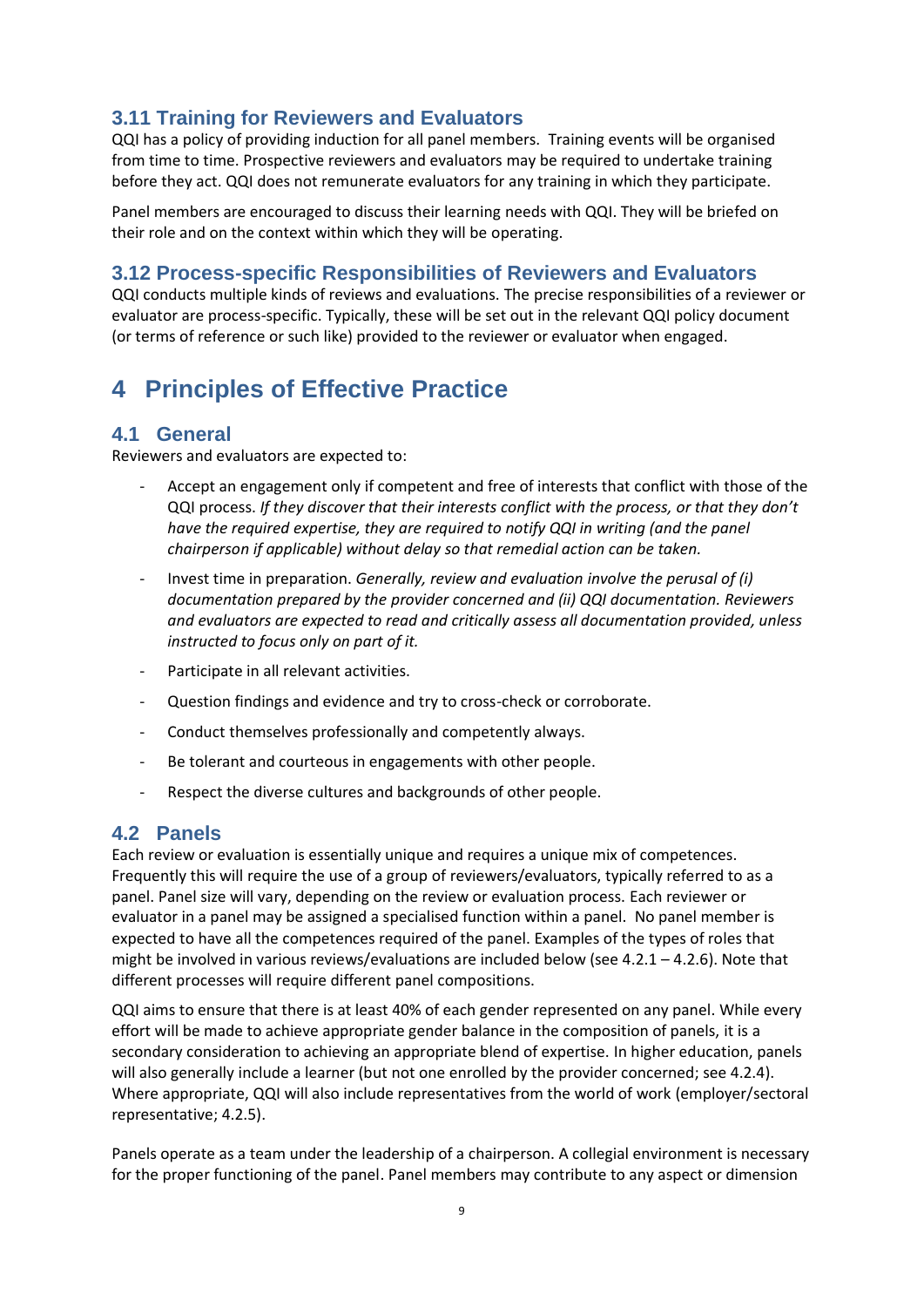### 3.11 Training for Reviewers and Evaluators

QQI has a policy of providing induction for all panel members. Training events will be organised from time to time. Prospective reviewers and evaluators may be required to undertake training before they act. QQI does not remunerate evaluators for any training in which they participate.

Panel members are encouraged to discuss their learning needs with QQI. They will be briefed on their role and on the context within which they will be operating.

### 3.12 Process-specific Responsibilities of Reviewers and Evaluators

QQI conducts multiple kinds of reviews and evaluations. The precise responsibilities of a reviewer or evaluator are process-specific. Typically, these will be set out in the relevant QQI policy document (or terms of reference or such like) provided to the reviewer or evaluator when engaged.

# 4 Principles of Effective Practice

## 4.1 General

Reviewers and evaluators are expected to:

- Accept an engagement only if competent and free of interests that conflict with those of the QQI process. *If they discover that their interests conflict with the process, or that they don't have the required expertise, they are required to notify QQI in writing (and the panel chairperson if applicable) without delay so that remedial action can be taken.*
- Invest time in preparation. *Generally, review and evaluation involve the perusal of (i) documentation prepared by the provider concerned and (ii) QQI documentation. Reviewers and evaluators are expected to read and critically assess all documentation provided, unless instructed to focus only on part of it.*
- Participate in all relevant activities.
- Question findings and evidence and try to cross-check or corroborate.
- Conduct themselves professionally and competently always.
- Be tolerant and courteous in engagements with other people.
- Respect the diverse cultures and backgrounds of other people.

## 4.2 Panels

Each review or evaluation is essentially unique and requires a unique mix of competences. Frequently this will require the use of a group of reviewers/evaluators, typically referred to as a panel. Panel size will vary, depending on the review or evaluation process. Each reviewer or evaluator in a panel may be assigned a specialised function within a panel. No panel member is expected to have all the competences required of the panel. Examples of the types of roles that might be involved in various reviews/evaluations are included below (see 4.2.1 – 4.2.6). Note that different processes will require different panel compositions.

QQI aims to ensure that there is at least 40% of each gender represented on any panel. While every effort will be made to achieve appropriate gender balance in the composition of panels, it is a secondary consideration to achieving an appropriate blend of expertise. In higher education, panels will also generally include a learner (but not one enrolled by the provider concerned; see 4.2.4). Where appropriate, QQI will also include representatives from the world of work (employer/sectoral representative; 4.2.5).

Panels operate as a team under the leadership of a chairperson. A collegial environment is necessary for the proper functioning of the panel. Panel members may contribute to any aspect or dimension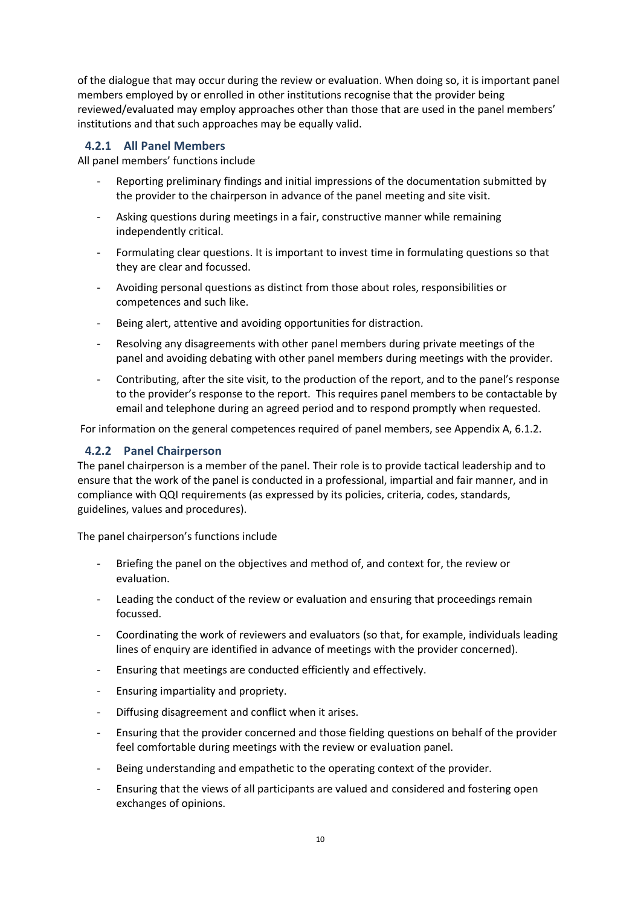of the dialogue that may occur during the review or evaluation. When doing so, it is important panel members employed by or enrolled in other institutions recognise that the provider being reviewed/evaluated may employ approaches other than those that are used in the panel members' institutions and that such approaches may be equally valid.

### 4.2.1 All Panel Members

All panel members' functions include

- Reporting preliminary findings and initial impressions of the documentation submitted by the provider to the chairperson in advance of the panel meeting and site visit.
- Asking questions during meetings in a fair, constructive manner while remaining independently critical.
- Formulating clear questions. It is important to invest time in formulating questions so that they are clear and focussed.
- Avoiding personal questions as distinct from those about roles, responsibilities or competences and such like.
- Being alert, attentive and avoiding opportunities for distraction.
- Resolving any disagreements with other panel members during private meetings of the panel and avoiding debating with other panel members during meetings with the provider.
- Contributing, after the site visit, to the production of the report, and to the panel's response to the provider's response to the report. This requires panel members to be contactable by email and telephone during an agreed period and to respond promptly when requested.

For information on the general competences required of panel members, see Appendix A, 6.1.2.

### 4.2.2 Panel Chairperson

The panel chairperson is a member of the panel. Their role is to provide tactical leadership and to ensure that the work of the panel is conducted in a professional, impartial and fair manner, and in compliance with QQI requirements (as expressed by its policies, criteria, codes, standards, guidelines, values and procedures).

The panel chairperson's functions include

- Briefing the panel on the objectives and method of, and context for, the review or evaluation.
- Leading the conduct of the review or evaluation and ensuring that proceedings remain focussed.
- Coordinating the work of reviewers and evaluators (so that, for example, individuals leading lines of enquiry are identified in advance of meetings with the provider concerned).
- Ensuring that meetings are conducted efficiently and effectively.
- Ensuring impartiality and propriety.
- Diffusing disagreement and conflict when it arises.
- Ensuring that the provider concerned and those fielding questions on behalf of the provider feel comfortable during meetings with the review or evaluation panel.
- Being understanding and empathetic to the operating context of the provider.
- Ensuring that the views of all participants are valued and considered and fostering open exchanges of opinions.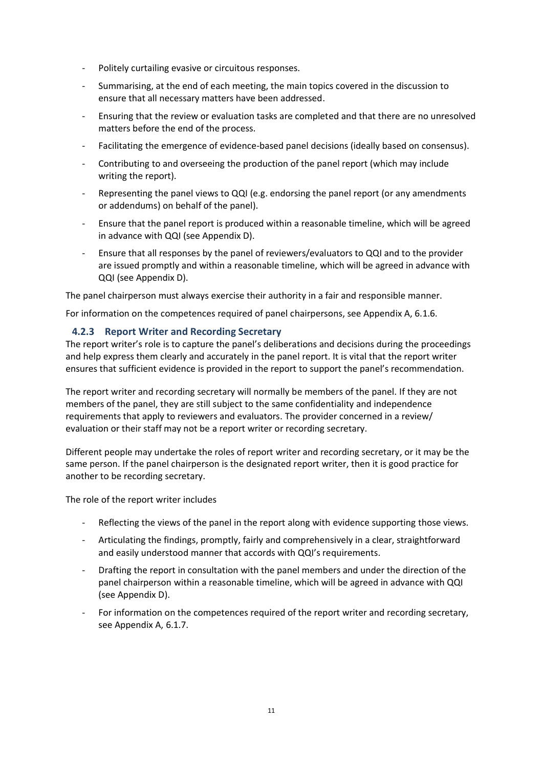- Politely curtailing evasive or circuitous responses.
- Summarising, at the end of each meeting, the main topics covered in the discussion to ensure that all necessary matters have been addressed.
- Ensuring that the review or evaluation tasks are completed and that there are no unresolved matters before the end of the process.
- Facilitating the emergence of evidence-based panel decisions (ideally based on consensus).
- Contributing to and overseeing the production of the panel report (which may include writing the report).
- Representing the panel views to QQI (e.g. endorsing the panel report (or any amendments or addendums) on behalf of the panel).
- Ensure that the panel report is produced within a reasonable timeline, which will be agreed in advance with QQI (see Appendix D).
- Ensure that all responses by the panel of reviewers/evaluators to QQI and to the provider are issued promptly and within a reasonable timeline, which will be agreed in advance with QQI (see Appendix D).

The panel chairperson must always exercise their authority in a fair and responsible manner.

For information on the competences required of panel chairpersons, see Appendix A, 6.1.6.

### 4.2.3 Report Writer and Recording Secretary

The report writer's role is to capture the panel's deliberations and decisions during the proceedings and help express them clearly and accurately in the panel report. It is vital that the report writer ensures that sufficient evidence is provided in the report to support the panel's recommendation.

The report writer and recording secretary will normally be members of the panel. If they are not members of the panel, they are still subject to the same confidentiality and independence requirements that apply to reviewers and evaluators. The provider concerned in a review/ evaluation or their staff may not be a report writer or recording secretary.

Different people may undertake the roles of report writer and recording secretary, or it may be the same person. If the panel chairperson is the designated report writer, then it is good practice for another to be recording secretary.

The role of the report writer includes

- Reflecting the views of the panel in the report along with evidence supporting those views.
- Articulating the findings, promptly, fairly and comprehensively in a clear, straightforward and easily understood manner that accords with QQI's requirements.
- Drafting the report in consultation with the panel members and under the direction of the panel chairperson within a reasonable timeline, which will be agreed in advance with QQI (see Appendix D).
- For information on the competences required of the report writer and recording secretary, see Appendix A, 6.1.7.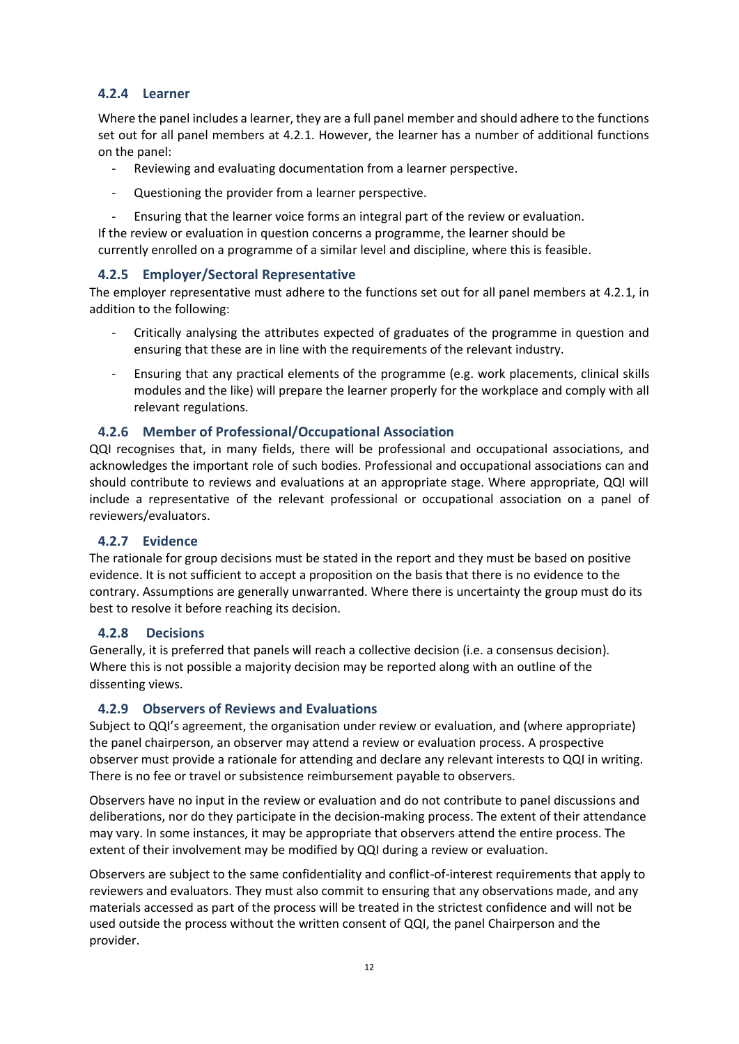### 4.2.4 Learner

Where the panel includes a learner, they are a full panel member and should adhere to the functions set out for all panel members at 4.2.1. However, the learner has a number of additional functions on the panel:

- Reviewing and evaluating documentation from a learner perspective.
- Questioning the provider from a learner perspective.
- Ensuring that the learner voice forms an integral part of the review or evaluation.

If the review or evaluation in question concerns a programme, the learner should be currently enrolled on a programme of a similar level and discipline, where this is feasible.

### 4.2.5 Employer/Sectoral Representative

The employer representative must adhere to the functions set out for all panel members at 4.2.1, in addition to the following:

- Critically analysing the attributes expected of graduates of the programme in question and ensuring that these are in line with the requirements of the relevant industry.
- Ensuring that any practical elements of the programme (e.g. work placements, clinical skills modules and the like) will prepare the learner properly for the workplace and comply with all relevant regulations.

### 4.2.6 Member of Professional/Occupational Association

QQI recognises that, in many fields, there will be professional and occupational associations, and acknowledges the important role of such bodies. Professional and occupational associations can and should contribute to reviews and evaluations at an appropriate stage. Where appropriate, QQI will include a representative of the relevant professional or occupational association on a panel of reviewers/evaluators.

### 4.2.7 Evidence

The rationale for group decisions must be stated in the report and they must be based on positive evidence. It is not sufficient to accept a proposition on the basis that there is no evidence to the contrary. Assumptions are generally unwarranted. Where there is uncertainty the group must do its best to resolve it before reaching its decision.

### 4.2.8 Decisions

Generally, it is preferred that panels will reach a collective decision (i.e. a consensus decision). Where this is not possible a majority decision may be reported along with an outline of the dissenting views.

### 4.2.9 Observers of Reviews and Evaluations

Subject to QQI's agreement, the organisation under review or evaluation, and (where appropriate) the panel chairperson, an observer may attend a review or evaluation process. A prospective observer must provide a rationale for attending and declare any relevant interests to QQI in writing. There is no fee or travel or subsistence reimbursement payable to observers.

Observers have no input in the review or evaluation and do not contribute to panel discussions and deliberations, nor do they participate in the decision-making process. The extent of their attendance may vary. In some instances, it may be appropriate that observers attend the entire process. The extent of their involvement may be modified by QQI during a review or evaluation.

Observers are subject to the same confidentiality and conflict-of-interest requirements that apply to reviewers and evaluators. They must also commit to ensuring that any observations made, and any materials accessed as part of the process will be treated in the strictest confidence and will not be used outside the process without the written consent of QQI, the panel Chairperson and the provider.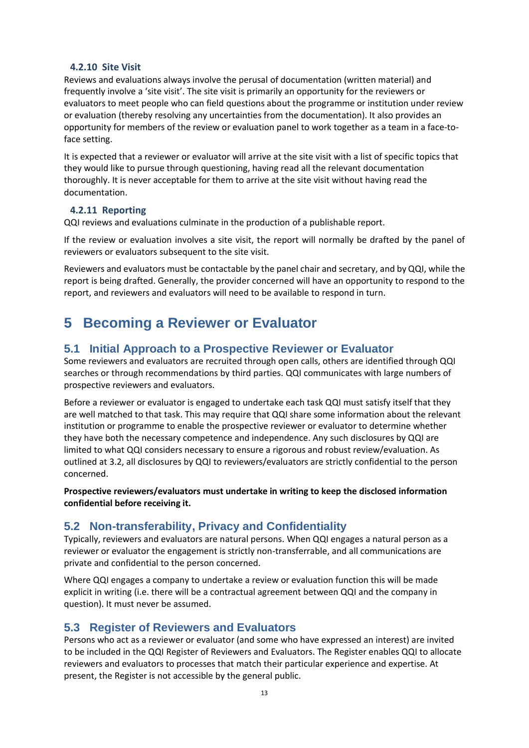#### 4.2.10 Site Visit

Reviews and evaluations always involve the perusal of documentation (written material) and frequently involve a 'site visit'. The site visit is primarily an opportunity for the reviewers or evaluators to meet people who can field questions about the programme or institution under review or evaluation (thereby resolving any uncertainties from the documentation). It also provides an opportunity for members of the review or evaluation panel to work together as a team in a face-to-face setting.

It is expected that a reviewer or evaluator will arrive at the site visit with a list of specific topics that they would like to pursue through questioning, having read all the relevant documentation thoroughly. It is never acceptable for them to arrive at the site visit without having read the documentation.

#### 4.2.11 Reporting

QQI reviews and evaluations culminate in the production of a publishable report.

If the review or evaluation involves a site visit, the report will normally be drafted by the panel of reviewers or evaluators subsequent to the site visit.

Reviewers and evaluators must be contactable by the panel chair and secretary, and by QQI, while the report is being drafted. Generally, the provider concerned will have an opportunity to respond to the report, and reviewers and evaluators will need to be available to respond in turn.

# 5 Becoming a Reviewer or Evaluator

## 5.1 Initial Approach to a Prospective Reviewer or Evaluator

Some reviewers and evaluators are recruited through open calls, others are identified through QQI searches or through recommendations by third parties. QQI communicates with large numbers of prospective reviewers and evaluators.

Before a reviewer or evaluator is engaged to undertake each task QQI must satisfy itself that they are well matched to that task. This may require that QQI share some information about the relevant institution or programme to enable the prospective reviewer or evaluator to determine whether they have both the necessary competence and independence. Any such disclosures by QQI are limited to what QQI considers necessary to ensure a rigorous and robust review/evaluation. As outlined at 3.2, all disclosures by QQI to reviewers/evaluators are strictly confidential to the person concerned.

**Prospective reviewers/evaluators must undertake in writing to keep the disclosed information confidential before receiving it.**

## 5.2 Non-transferability, Privacy and Confidentiality

Typically, reviewers and evaluators are natural persons. When QQI engages a natural person as a reviewer or evaluator the engagement is strictly non-transferrable, and all communications are private and confidential to the person concerned.

Where QQI engages a company to undertake a review or evaluation function this will be made explicit in writing (i.e. there will be a contractual agreement between QQI and the company in question). It must never be assumed.

## 5.3 Register of Reviewers and Evaluators

Persons who act as a reviewer or evaluator (and some who have expressed an interest) are invited to be included in the QQI Register of Reviewers and Evaluators. The Register enables QQI to allocate reviewers and evaluators to processes that match their particular experience and expertise. At present, the Register is not accessible by the general public.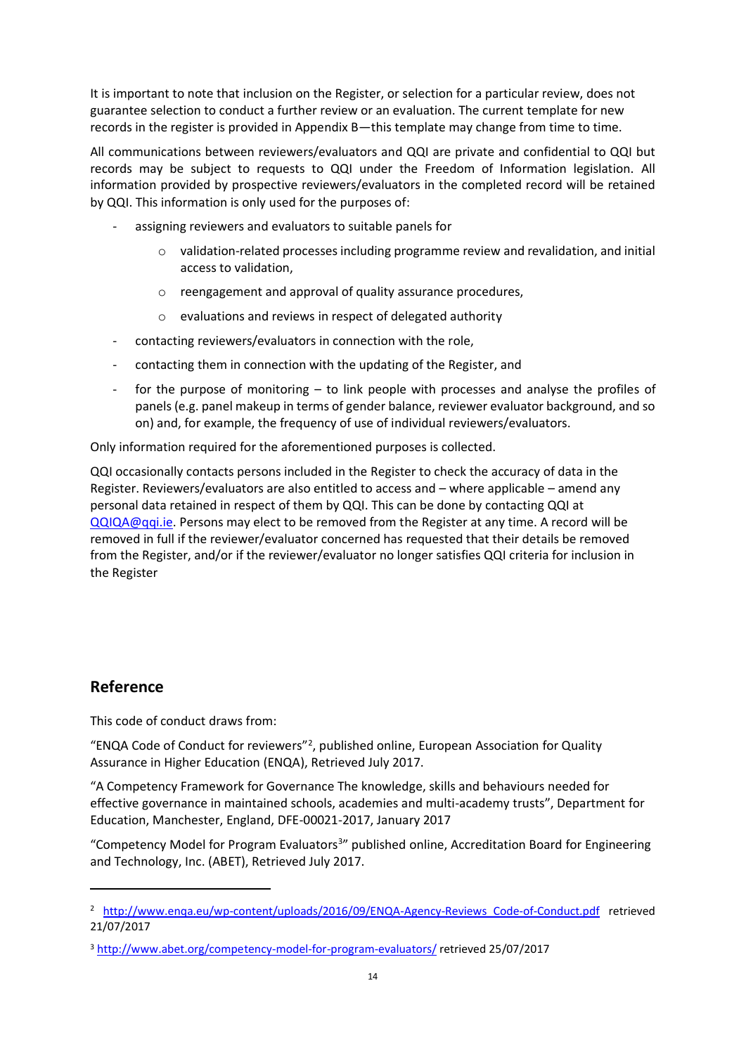It is important to note that inclusion on the Register, or selection for a particular review, does not guarantee selection to conduct a further review or an evaluation. The current template for new records in the register is provided in Appendix B—this template may change from time to time.

All communications between reviewers/evaluators and QQI are private and confidential to QQI but records may be subject to requests to QQI under the Freedom of Information legislation. All information provided by prospective reviewers/evaluators in the completed record will be retained by QQI. This information is only used for the purposes of:

- assigning reviewers and evaluators to suitable panels for
    - validation-related processes including programme review and revalidation, and initial access to validation,
    - reengagement and approval of quality assurance procedures,
    - evaluations and reviews in respect of delegated authority
- contacting reviewers/evaluators in connection with the role,
- contacting them in connection with the updating of the Register, and
- for the purpose of monitoring – to link people with processes and analyse the profiles of panels (e.g. panel makeup in terms of gender balance, reviewer evaluator background, and so on) and, for example, the frequency of use of individual reviewers/evaluators.

Only information required for the aforementioned purposes is collected.

QQI occasionally contacts persons included in the Register to check the accuracy of data in the Register. Reviewers/evaluators are also entitled to access and – where applicable – amend any personal data retained in respect of them by QQI. This can be done by contacting QQI at QQIQA@qqi.ie. Persons may elect to be removed from the Register at any time. A record will be removed in full if the reviewer/evaluator concerned has requested that their details be removed from the Register, and/or if the reviewer/evaluator no longer satisfies QQI criteria for inclusion in the Register

## Reference

This code of conduct draws from:

"ENQA Code of Conduct for reviewers"[2], published online, European Association for Quality Assurance in Higher Education (ENQA), Retrieved July 2017.

"A Competency Framework for Governance The knowledge, skills and behaviours needed for effective governance in maintained schools, academies and multi-academy trusts", Department for Education, Manchester, England, DFE-00021-2017, January 2017

"Competency Model for Program Evaluators[3]" published online, Accreditation Board for Engineering and Technology, Inc. (ABET), Retrieved July 2017.

---

[2] http://www.enqa.eu/wp-content/uploads/2016/09/ENQA-Agency-Reviews_Code-of-Conduct.pdf retrieved 21/07/2017

[3] http://www.abet.org/competency-model-for-program-evaluators/ retrieved 25/07/2017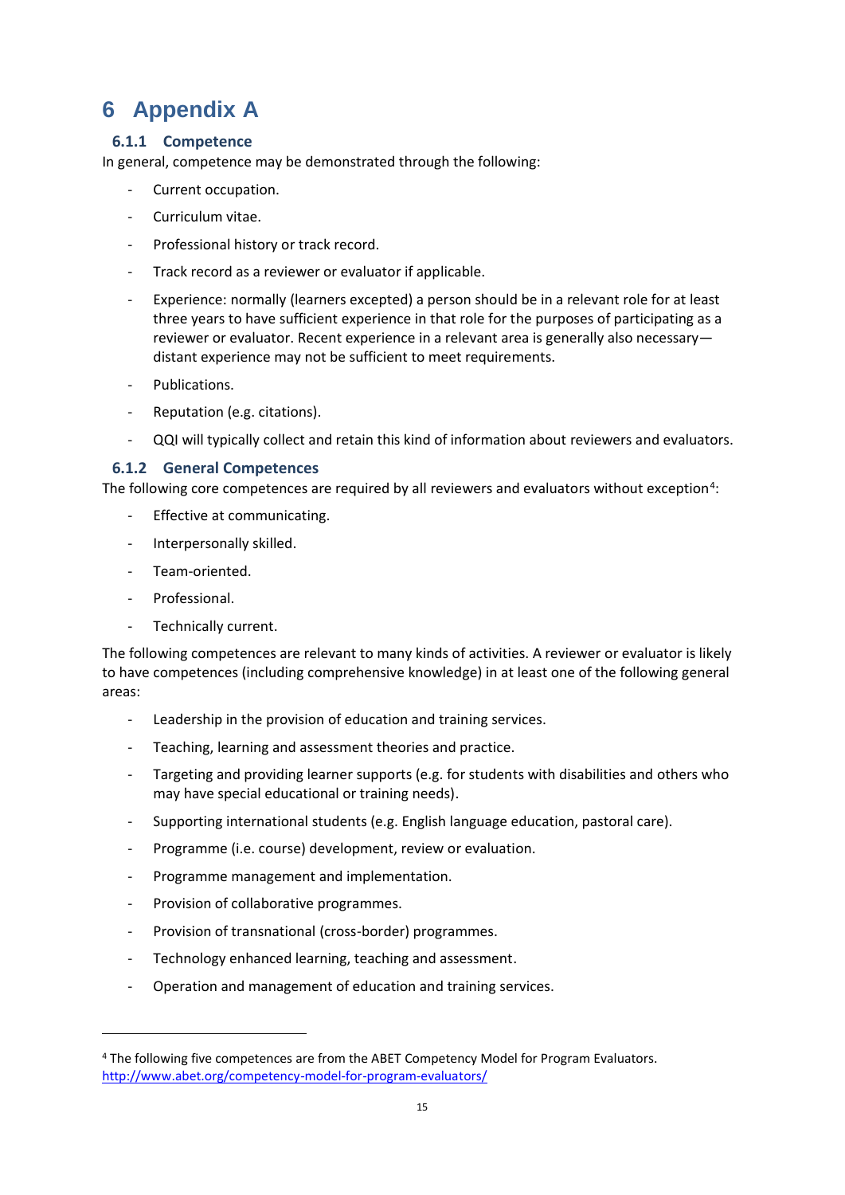# 6 Appendix A

### 6.1.1 Competence

In general, competence may be demonstrated through the following:

- Current occupation.
- Curriculum vitae.
- Professional history or track record.
- Track record as a reviewer or evaluator if applicable.
- Experience: normally (learners excepted) a person should be in a relevant role for at least three years to have sufficient experience in that role for the purposes of participating as a reviewer or evaluator. Recent experience in a relevant area is generally also necessary—distant experience may not be sufficient to meet requirements.
- Publications.
- Reputation (e.g. citations).
- QQI will typically collect and retain this kind of information about reviewers and evaluators.

### 6.1.2 General Competences

The following core competences are required by all reviewers and evaluators without exception[4]:

- Effective at communicating.
- Interpersonally skilled.
- Team-oriented.
- Professional.
- Technically current.

The following competences are relevant to many kinds of activities. A reviewer or evaluator is likely to have competences (including comprehensive knowledge) in at least one of the following general areas:

- Leadership in the provision of education and training services.
- Teaching, learning and assessment theories and practice.
- Targeting and providing learner supports (e.g. for students with disabilities and others who may have special educational or training needs).
- Supporting international students (e.g. English language education, pastoral care).
- Programme (i.e. course) development, review or evaluation.
- Programme management and implementation.
- Provision of collaborative programmes.
- Provision of transnational (cross-border) programmes.
- Technology enhanced learning, teaching and assessment.
- Operation and management of education and training services.

---

[4] The following five competences are from the ABET Competency Model for Program Evaluators. http://www.abet.org/competency-model-for-program-evaluators/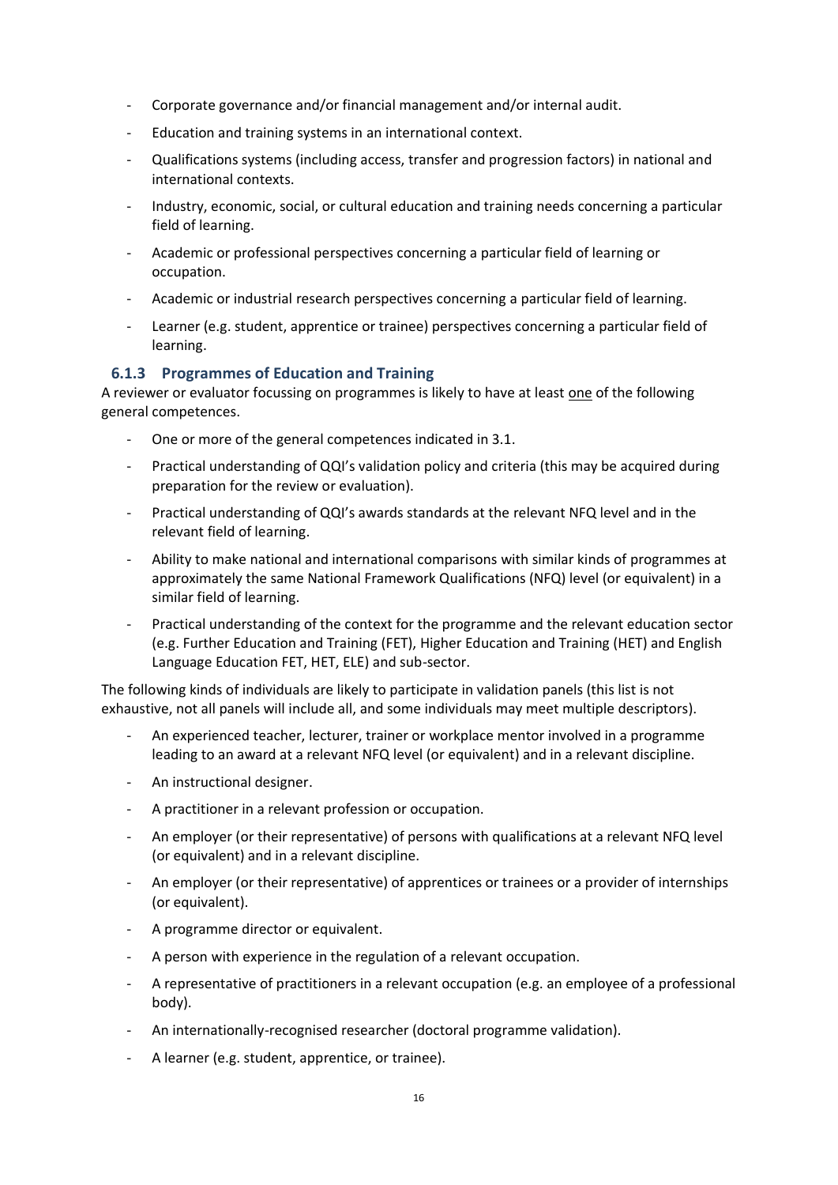- Corporate governance and/or financial management and/or internal audit.
- Education and training systems in an international context.
- Qualifications systems (including access, transfer and progression factors) in national and international contexts.
- Industry, economic, social, or cultural education and training needs concerning a particular field of learning.
- Academic or professional perspectives concerning a particular field of learning or occupation.
- Academic or industrial research perspectives concerning a particular field of learning.
- Learner (e.g. student, apprentice or trainee) perspectives concerning a particular field of learning.

### 6.1.3 Programmes of Education and Training

A reviewer or evaluator focussing on programmes is likely to have at least one of the following general competences.

- One or more of the general competences indicated in 3.1.
- Practical understanding of QQI's validation policy and criteria (this may be acquired during preparation for the review or evaluation).
- Practical understanding of QQI's awards standards at the relevant NFQ level and in the relevant field of learning.
- Ability to make national and international comparisons with similar kinds of programmes at approximately the same National Framework Qualifications (NFQ) level (or equivalent) in a similar field of learning.
- Practical understanding of the context for the programme and the relevant education sector (e.g. Further Education and Training (FET), Higher Education and Training (HET) and English Language Education FET, HET, ELE) and sub-sector.

The following kinds of individuals are likely to participate in validation panels (this list is not exhaustive, not all panels will include all, and some individuals may meet multiple descriptors).

- An experienced teacher, lecturer, trainer or workplace mentor involved in a programme leading to an award at a relevant NFQ level (or equivalent) and in a relevant discipline.
- An instructional designer.
- A practitioner in a relevant profession or occupation.
- An employer (or their representative) of persons with qualifications at a relevant NFQ level (or equivalent) and in a relevant discipline.
- An employer (or their representative) of apprentices or trainees or a provider of internships (or equivalent).
- A programme director or equivalent.
- A person with experience in the regulation of a relevant occupation.
- A representative of practitioners in a relevant occupation (e.g. an employee of a professional body).
- An internationally-recognised researcher (doctoral programme validation).
- A learner (e.g. student, apprentice, or trainee).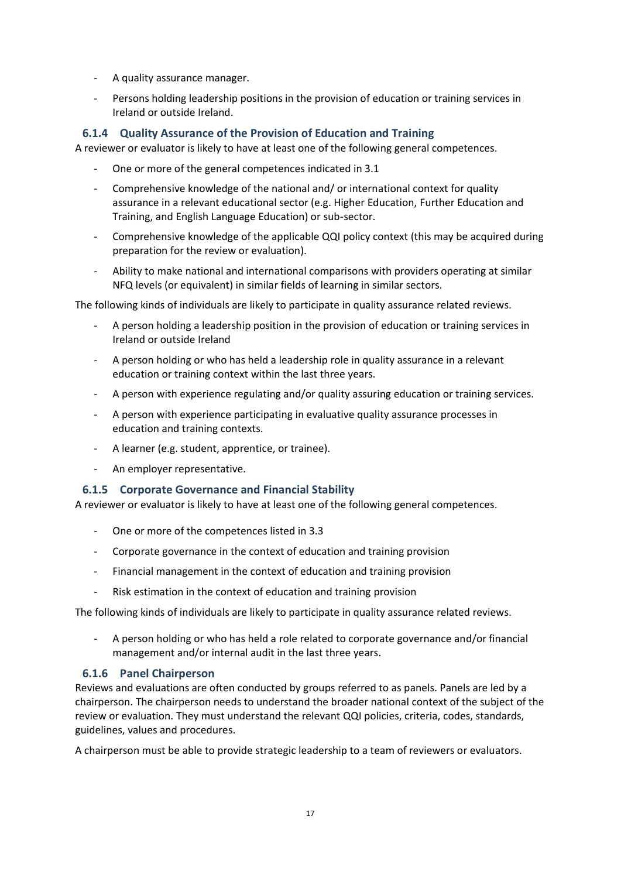- A quality assurance manager.
- Persons holding leadership positions in the provision of education or training services in Ireland or outside Ireland.

### 6.1.4 Quality Assurance of the Provision of Education and Training

A reviewer or evaluator is likely to have at least one of the following general competences.

- One or more of the general competences indicated in 3.1
- Comprehensive knowledge of the national and/ or international context for quality assurance in a relevant educational sector (e.g. Higher Education, Further Education and Training, and English Language Education) or sub-sector.
- Comprehensive knowledge of the applicable QQI policy context (this may be acquired during preparation for the review or evaluation).
- Ability to make national and international comparisons with providers operating at similar NFQ levels (or equivalent) in similar fields of learning in similar sectors.

The following kinds of individuals are likely to participate in quality assurance related reviews.

- A person holding a leadership position in the provision of education or training services in Ireland or outside Ireland
- A person holding or who has held a leadership role in quality assurance in a relevant education or training context within the last three years.
- A person with experience regulating and/or quality assuring education or training services.
- A person with experience participating in evaluative quality assurance processes in education and training contexts.
- A learner (e.g. student, apprentice, or trainee).
- An employer representative.

### 6.1.5 Corporate Governance and Financial Stability

A reviewer or evaluator is likely to have at least one of the following general competences.

- One or more of the competences listed in 3.3
- Corporate governance in the context of education and training provision
- Financial management in the context of education and training provision
- Risk estimation in the context of education and training provision

The following kinds of individuals are likely to participate in quality assurance related reviews.

- A person holding or who has held a role related to corporate governance and/or financial management and/or internal audit in the last three years.

### 6.1.6 Panel Chairperson

Reviews and evaluations are often conducted by groups referred to as panels. Panels are led by a chairperson. The chairperson needs to understand the broader national context of the subject of the review or evaluation. They must understand the relevant QQI policies, criteria, codes, standards, guidelines, values and procedures.

A chairperson must be able to provide strategic leadership to a team of reviewers or evaluators.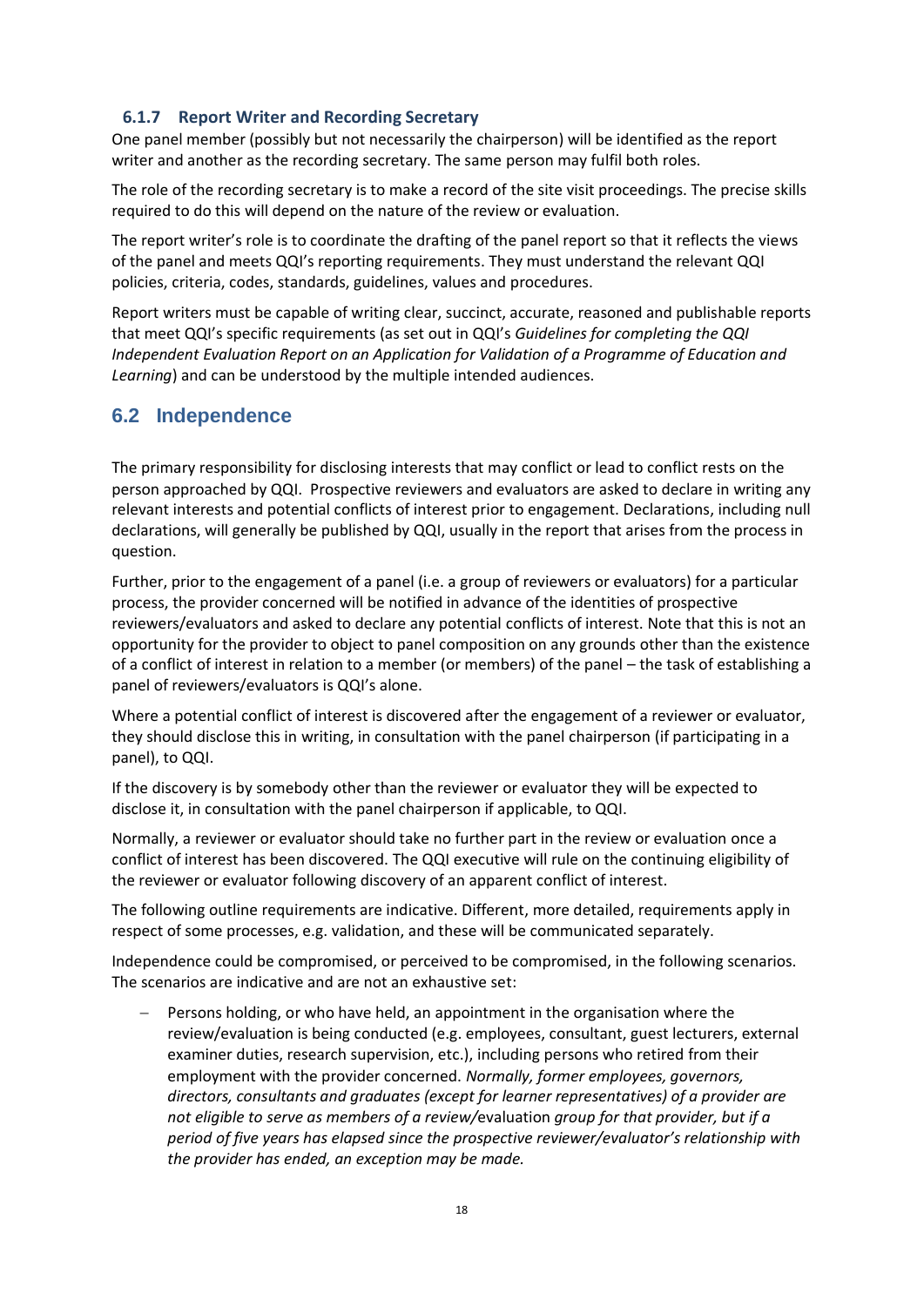### 6.1.7 Report Writer and Recording Secretary

One panel member (possibly but not necessarily the chairperson) will be identified as the report writer and another as the recording secretary. The same person may fulfil both roles.

The role of the recording secretary is to make a record of the site visit proceedings. The precise skills required to do this will depend on the nature of the review or evaluation.

The report writer's role is to coordinate the drafting of the panel report so that it reflects the views of the panel and meets QQI's reporting requirements. They must understand the relevant QQI policies, criteria, codes, standards, guidelines, values and procedures.

Report writers must be capable of writing clear, succinct, accurate, reasoned and publishable reports that meet QQI's specific requirements (as set out in QQI's *Guidelines for completing the QQI Independent Evaluation Report on an Application for Validation of a Programme of Education and Learning*) and can be understood by the multiple intended audiences.

## 6.2 Independence

The primary responsibility for disclosing interests that may conflict or lead to conflict rests on the person approached by QQI. Prospective reviewers and evaluators are asked to declare in writing any relevant interests and potential conflicts of interest prior to engagement. Declarations, including null declarations, will generally be published by QQI, usually in the report that arises from the process in question.

Further, prior to the engagement of a panel (i.e. a group of reviewers or evaluators) for a particular process, the provider concerned will be notified in advance of the identities of prospective reviewers/evaluators and asked to declare any potential conflicts of interest. Note that this is not an opportunity for the provider to object to panel composition on any grounds other than the existence of a conflict of interest in relation to a member (or members) of the panel – the task of establishing a panel of reviewers/evaluators is QQI's alone.

Where a potential conflict of interest is discovered after the engagement of a reviewer or evaluator, they should disclose this in writing, in consultation with the panel chairperson (if participating in a panel), to QQI.

If the discovery is by somebody other than the reviewer or evaluator they will be expected to disclose it, in consultation with the panel chairperson if applicable, to QQI.

Normally, a reviewer or evaluator should take no further part in the review or evaluation once a conflict of interest has been discovered. The QQI executive will rule on the continuing eligibility of the reviewer or evaluator following discovery of an apparent conflict of interest.

The following outline requirements are indicative. Different, more detailed, requirements apply in respect of some processes, e.g. validation, and these will be communicated separately.

Independence could be compromised, or perceived to be compromised, in the following scenarios. The scenarios are indicative and are not an exhaustive set:

- Persons holding, or who have held, an appointment in the organisation where the review/evaluation is being conducted (e.g. employees, consultant, guest lecturers, external examiner duties, research supervision, etc.), including persons who retired from their employment with the provider concerned. *Normally, former employees, governors, directors, consultants and graduates (except for learner representatives) of a provider are not eligible to serve as members of a review/*evaluation *group for that provider, but if a period of five years has elapsed since the prospective reviewer/evaluator's relationship with the provider has ended, an exception may be made.*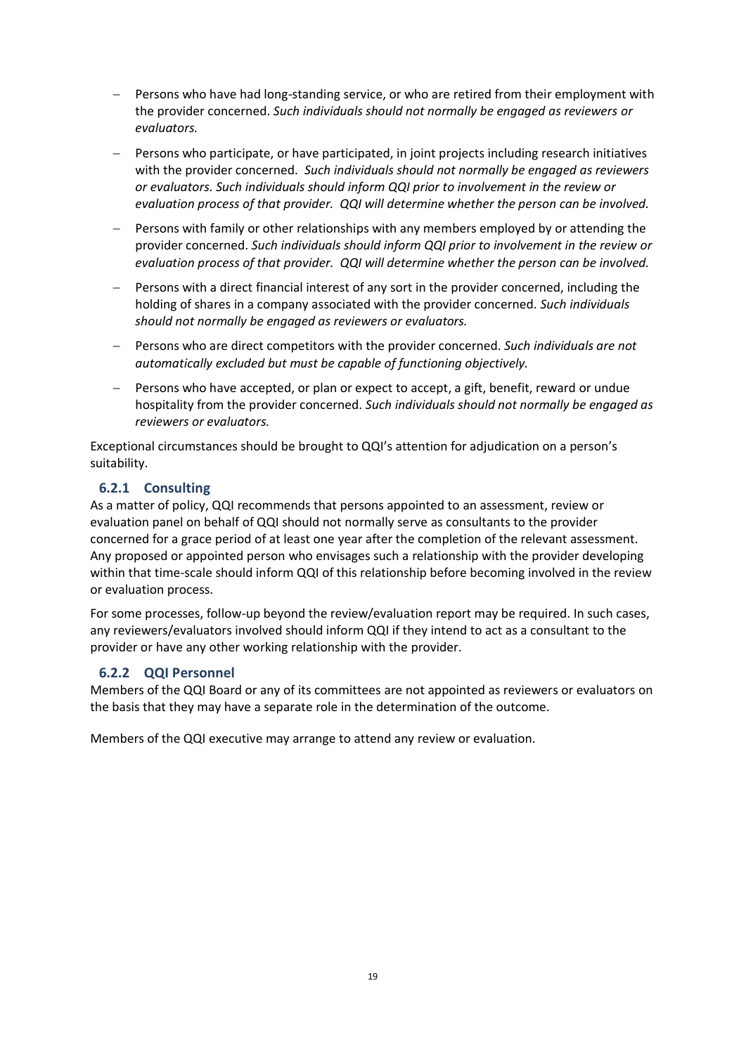- Persons who have had long-standing service, or who are retired from their employment with the provider concerned. *Such individuals should not normally be engaged as reviewers or evaluators.*
- Persons who participate, or have participated, in joint projects including research initiatives with the provider concerned. *Such individuals should not normally be engaged as reviewers or evaluators. Such individuals should inform QQI prior to involvement in the review or evaluation process of that provider. QQI will determine whether the person can be involved.*
- Persons with family or other relationships with any members employed by or attending the provider concerned. *Such individuals should inform QQI prior to involvement in the review or evaluation process of that provider. QQI will determine whether the person can be involved.*
- Persons with a direct financial interest of any sort in the provider concerned, including the holding of shares in a company associated with the provider concerned. *Such individuals should not normally be engaged as reviewers or evaluators.*
- Persons who are direct competitors with the provider concerned. *Such individuals are not automatically excluded but must be capable of functioning objectively.*
- Persons who have accepted, or plan or expect to accept, a gift, benefit, reward or undue hospitality from the provider concerned. *Such individuals should not normally be engaged as reviewers or evaluators.*

Exceptional circumstances should be brought to QQI's attention for adjudication on a person's suitability.

### 6.2.1 Consulting

As a matter of policy, QQI recommends that persons appointed to an assessment, review or evaluation panel on behalf of QQI should not normally serve as consultants to the provider concerned for a grace period of at least one year after the completion of the relevant assessment. Any proposed or appointed person who envisages such a relationship with the provider developing within that time-scale should inform QQI of this relationship before becoming involved in the review or evaluation process.

For some processes, follow-up beyond the review/evaluation report may be required. In such cases, any reviewers/evaluators involved should inform QQI if they intend to act as a consultant to the provider or have any other working relationship with the provider.

### 6.2.2 QQI Personnel

Members of the QQI Board or any of its committees are not appointed as reviewers or evaluators on the basis that they may have a separate role in the determination of the outcome.

Members of the QQI executive may arrange to attend any review or evaluation.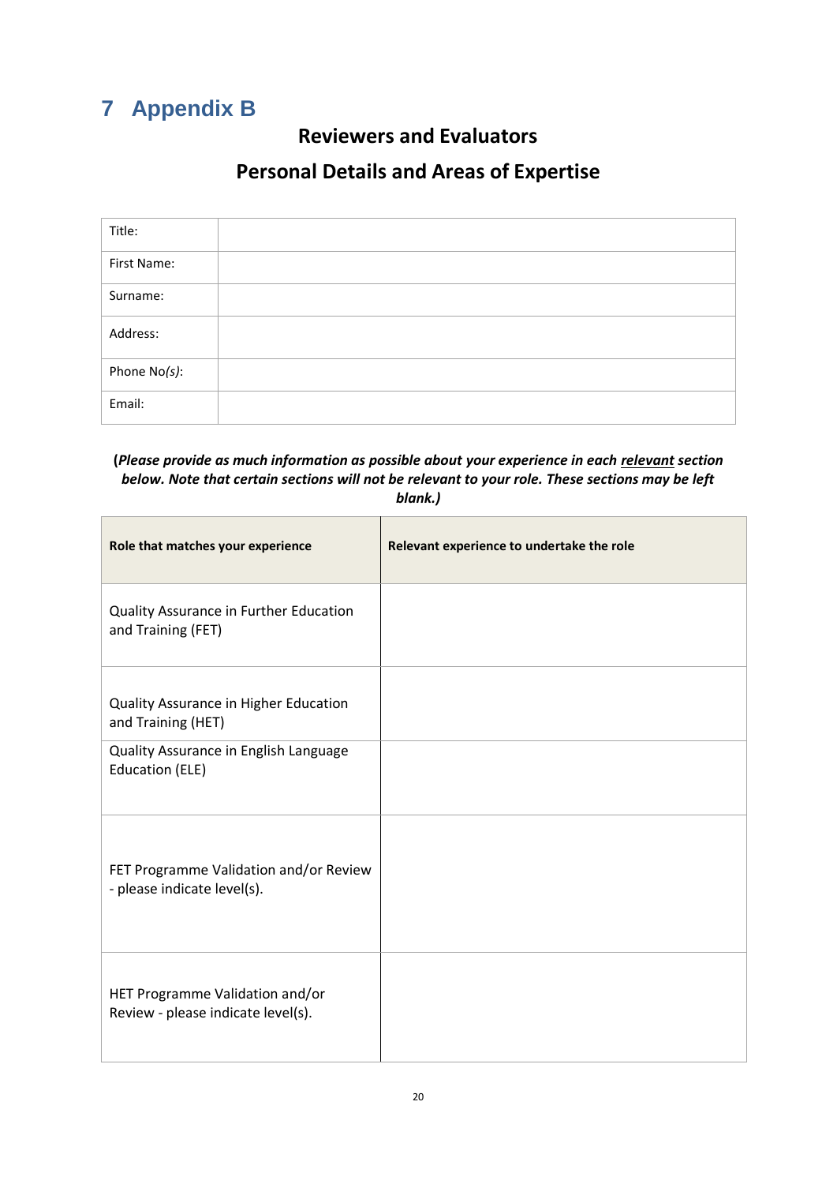# 7 Appendix B

## Reviewers and Evaluators

## Personal Details and Areas of Expertise

| Title: | |
|---|---|
| First Name: | |
| Surname: | |
| Address: | |
| Phone No*(s)*: | |
| Email: | |

**(*Please provide as much information as possible about your experience in each <u>relevant</u> section below. Note that certain sections will not be relevant to your role. These sections may be left blank.*)**

| Role that matches your experience | Relevant experience to undertake the role |
|---|---|
| Quality Assurance in Further Education and Training (FET) | |
| Quality Assurance in Higher Education and Training (HET) | |
| Quality Assurance in English Language Education (ELE) | |
| FET Programme Validation and/or Review - please indicate level(s). | |
| HET Programme Validation and/or Review - please indicate level(s). | |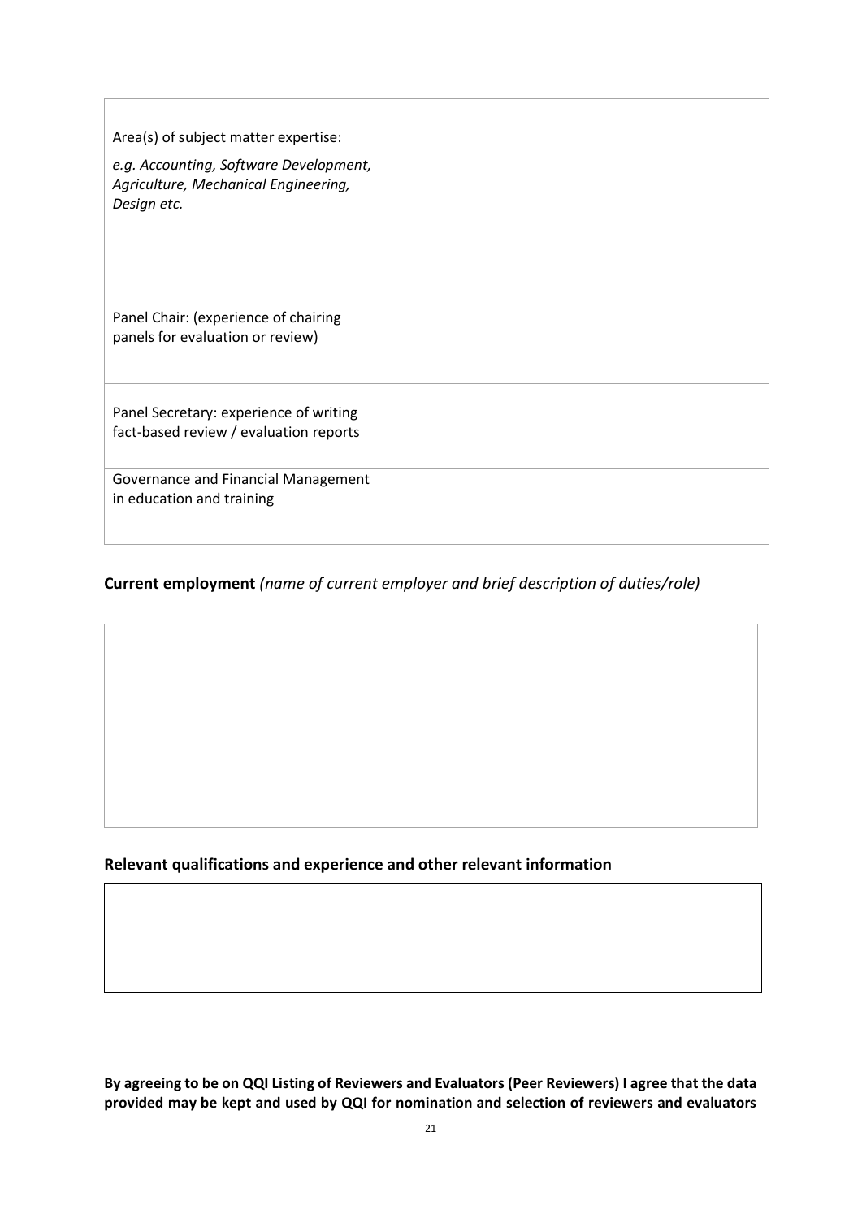| Area(s) of subject matter expertise:<br>*e.g. Accounting, Software Development, Agriculture, Mechanical Engineering, Design etc.* | |
|---|---|
| Panel Chair: (experience of chairing panels for evaluation or review) | |
| Panel Secretary: experience of writing fact-based review / evaluation reports | |
| Governance and Financial Management in education and training | |

**Current employment** *(name of current employer and brief description of duties/role)*

| |
|---|
| |

**Relevant qualifications and experience and other relevant information**

| |
|---|
| |

**By agreeing to be on QQI Listing of Reviewers and Evaluators (Peer Reviewers) I agree that the data provided may be kept and used by QQI for nomination and selection of reviewers and evaluators**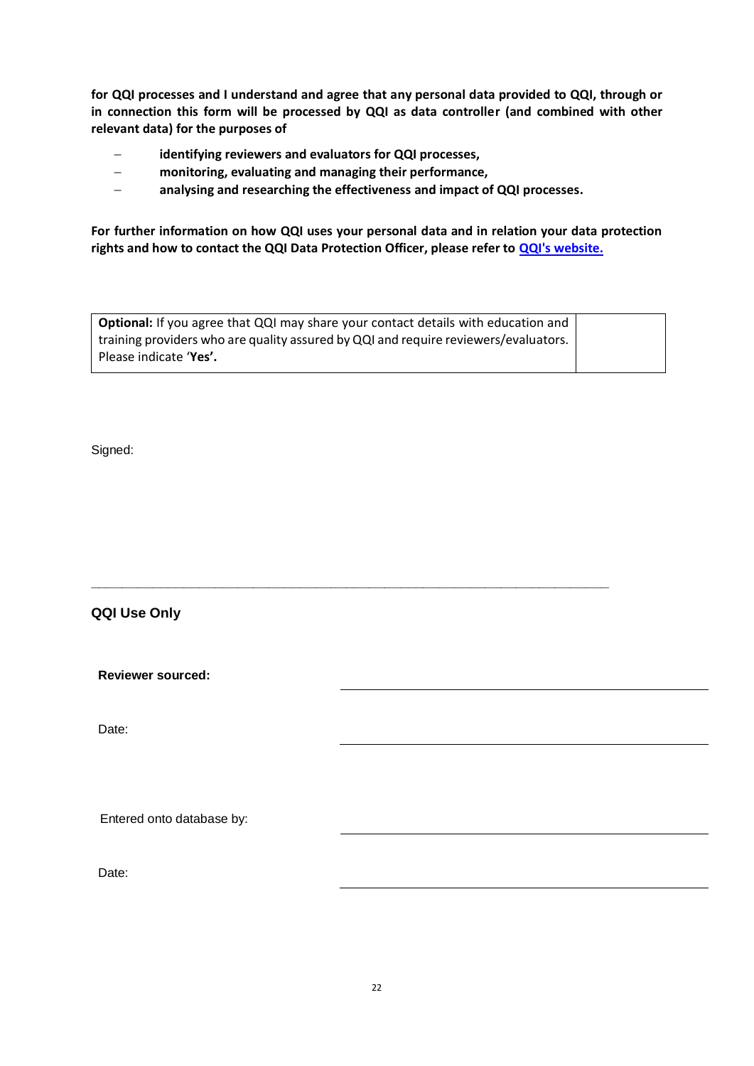**for QQI processes and I understand and agree that any personal data provided to QQI, through or in connection this form will be processed by QQI as data controller (and combined with other relevant data) for the purposes of**

- **identifying reviewers and evaluators for QQI processes,**
- **monitoring, evaluating and managing their performance,**
- **analysing and researching the effectiveness and impact of QQI processes.**

**For further information on how QQI uses your personal data and in relation your data protection rights and how to contact the QQI Data Protection Officer, please refer to QQI's website.**

| **Optional:** If you agree that QQI may share your contact details with education and training providers who are quality assured by QQI and require reviewers/evaluators. Please indicate '**Yes'.** | |
|---|---|

Signed:

---

## QQI Use Only

**Reviewer sourced:** \_\_\_\_\_\_\_\_\_\_\_\_\_\_\_\_\_\_\_\_

Date: \_\_\_\_\_\_\_\_\_\_\_\_\_\_\_\_\_\_\_\_

Entered onto database by: \_\_\_\_\_\_\_\_\_\_\_\_\_\_\_\_\_\_\_\_

Date: \_\_\_\_\_\_\_\_\_\_\_\_\_\_\_\_\_\_\_\_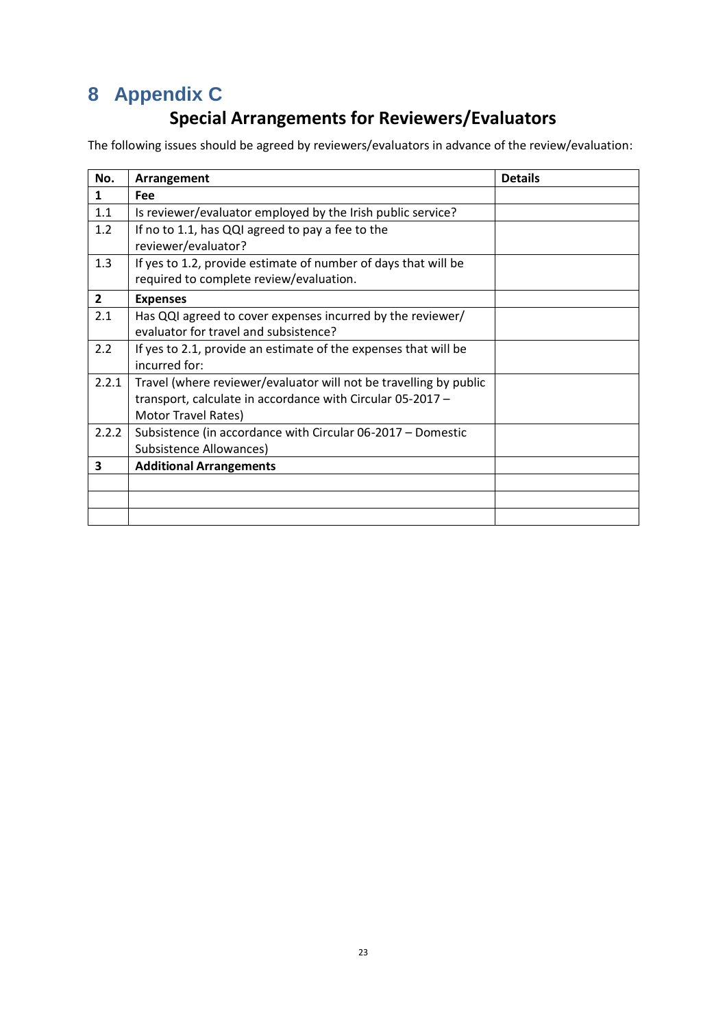# 8 Appendix C

## Special Arrangements for Reviewers/Evaluators

The following issues should be agreed by reviewers/evaluators in advance of the review/evaluation:

| No. | Arrangement | Details |
|---|---|---|
| **1** | **Fee** | |
| 1.1 | Is reviewer/evaluator employed by the Irish public service? | |
| 1.2 | If no to 1.1, has QQI agreed to pay a fee to the reviewer/evaluator? | |
| 1.3 | If yes to 1.2, provide estimate of number of days that will be required to complete review/evaluation. | |
| **2** | **Expenses** | |
| 2.1 | Has QQI agreed to cover expenses incurred by the reviewer/ evaluator for travel and subsistence? | |
| 2.2 | If yes to 2.1, provide an estimate of the expenses that will be incurred for: | |
| 2.2.1 | Travel (where reviewer/evaluator will not be travelling by public transport, calculate in accordance with Circular 05-2017 – Motor Travel Rates) | |
| 2.2.2 | Subsistence (in accordance with Circular 06-2017 – Domestic Subsistence Allowances) | |
| **3** | **Additional Arrangements** | |
| | | |
| | | |
| | | |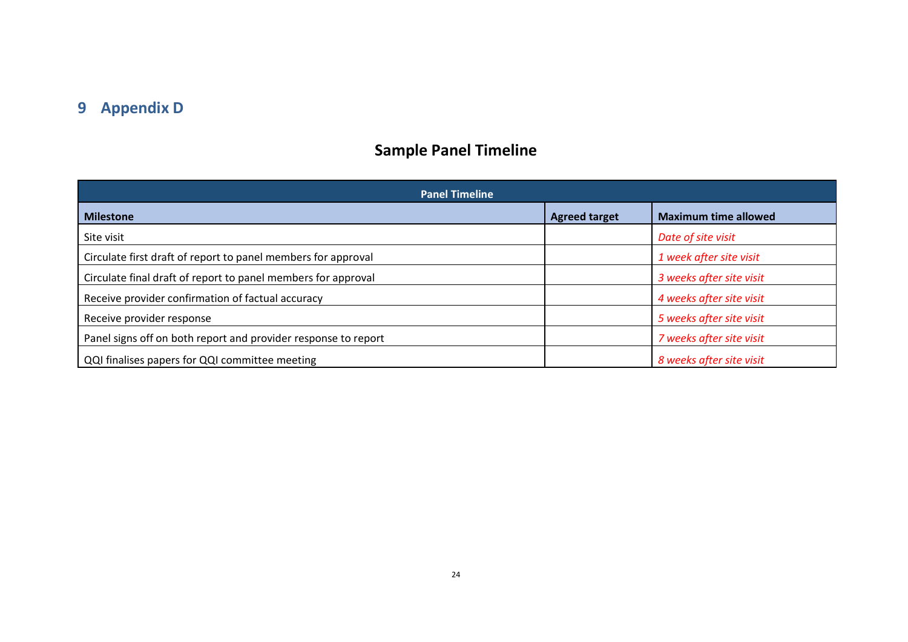# 9 Appendix D

## Sample Panel Timeline

| Panel Timeline | | |
|---|---|---|
| **Milestone** | **Agreed target** | **Maximum time allowed** |
| Site visit | | *Date of site visit* |
| Circulate first draft of report to panel members for approval | | *1 week after site visit* |
| Circulate final draft of report to panel members for approval | | *3 weeks after site visit* |
| Receive provider confirmation of factual accuracy | | *4 weeks after site visit* |
| Receive provider response | | *5 weeks after site visit* |
| Panel signs off on both report and provider response to report | | *7 weeks after site visit* |
| QQI finalises papers for QQI committee meeting | | *8 weeks after site visit* |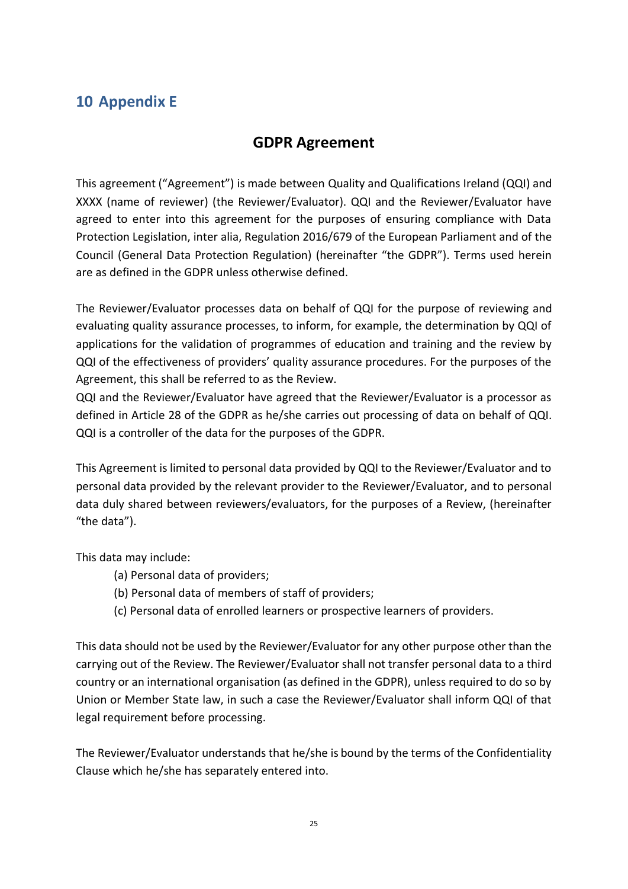# 10 Appendix E

## GDPR Agreement

This agreement ("Agreement") is made between Quality and Qualifications Ireland (QQI) and XXXX (name of reviewer) (the Reviewer/Evaluator). QQI and the Reviewer/Evaluator have agreed to enter into this agreement for the purposes of ensuring compliance with Data Protection Legislation, inter alia, Regulation 2016/679 of the European Parliament and of the Council (General Data Protection Regulation) (hereinafter "the GDPR"). Terms used herein are as defined in the GDPR unless otherwise defined.

The Reviewer/Evaluator processes data on behalf of QQI for the purpose of reviewing and evaluating quality assurance processes, to inform, for example, the determination by QQI of applications for the validation of programmes of education and training and the review by QQI of the effectiveness of providers' quality assurance procedures. For the purposes of the Agreement, this shall be referred to as the Review.

QQI and the Reviewer/Evaluator have agreed that the Reviewer/Evaluator is a processor as defined in Article 28 of the GDPR as he/she carries out processing of data on behalf of QQI. QQI is a controller of the data for the purposes of the GDPR.

This Agreement is limited to personal data provided by QQI to the Reviewer/Evaluator and to personal data provided by the relevant provider to the Reviewer/Evaluator, and to personal data duly shared between reviewers/evaluators, for the purposes of a Review, (hereinafter "the data").

This data may include:

(a) Personal data of providers;

(b) Personal data of members of staff of providers;

(c) Personal data of enrolled learners or prospective learners of providers.

This data should not be used by the Reviewer/Evaluator for any other purpose other than the carrying out of the Review. The Reviewer/Evaluator shall not transfer personal data to a third country or an international organisation (as defined in the GDPR), unless required to do so by Union or Member State law, in such a case the Reviewer/Evaluator shall inform QQI of that legal requirement before processing.

The Reviewer/Evaluator understands that he/she is bound by the terms of the Confidentiality Clause which he/she has separately entered into.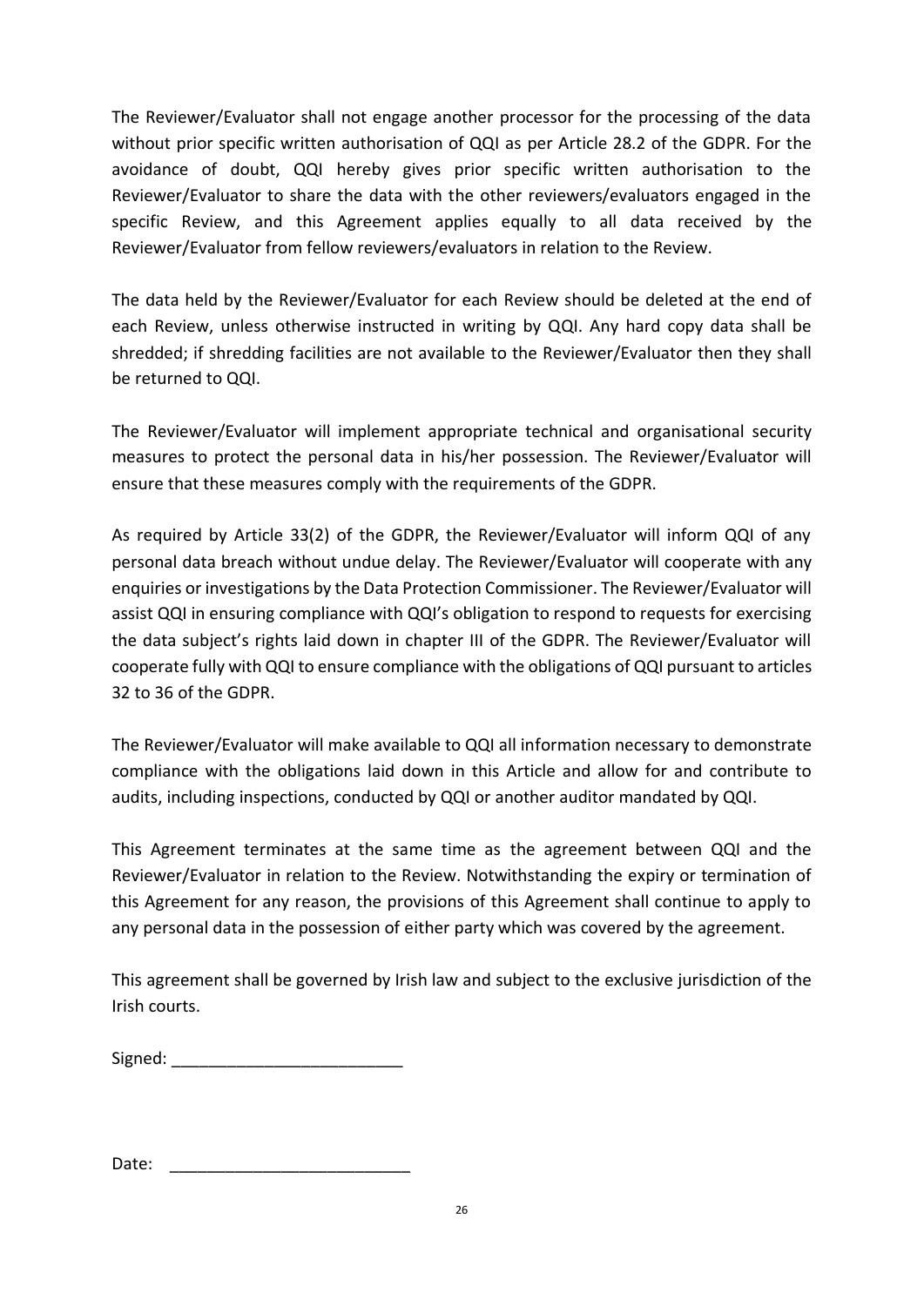The Reviewer/Evaluator shall not engage another processor for the processing of the data without prior specific written authorisation of QQI as per Article 28.2 of the GDPR. For the avoidance of doubt, QQI hereby gives prior specific written authorisation to the Reviewer/Evaluator to share the data with the other reviewers/evaluators engaged in the specific Review, and this Agreement applies equally to all data received by the Reviewer/Evaluator from fellow reviewers/evaluators in relation to the Review.

The data held by the Reviewer/Evaluator for each Review should be deleted at the end of each Review, unless otherwise instructed in writing by QQI. Any hard copy data shall be shredded; if shredding facilities are not available to the Reviewer/Evaluator then they shall be returned to QQI.

The Reviewer/Evaluator will implement appropriate technical and organisational security measures to protect the personal data in his/her possession. The Reviewer/Evaluator will ensure that these measures comply with the requirements of the GDPR.

As required by Article 33(2) of the GDPR, the Reviewer/Evaluator will inform QQI of any personal data breach without undue delay. The Reviewer/Evaluator will cooperate with any enquiries or investigations by the Data Protection Commissioner. The Reviewer/Evaluator will assist QQI in ensuring compliance with QQI's obligation to respond to requests for exercising the data subject's rights laid down in chapter III of the GDPR. The Reviewer/Evaluator will cooperate fully with QQI to ensure compliance with the obligations of QQI pursuant to articles 32 to 36 of the GDPR.

The Reviewer/Evaluator will make available to QQI all information necessary to demonstrate compliance with the obligations laid down in this Article and allow for and contribute to audits, including inspections, conducted by QQI or another auditor mandated by QQI.

This Agreement terminates at the same time as the agreement between QQI and the Reviewer/Evaluator in relation to the Review. Notwithstanding the expiry or termination of this Agreement for any reason, the provisions of this Agreement shall continue to apply to any personal data in the possession of either party which was covered by the agreement.

This agreement shall be governed by Irish law and subject to the exclusive jurisdiction of the Irish courts.

Signed: _________________________

Date: __________________________